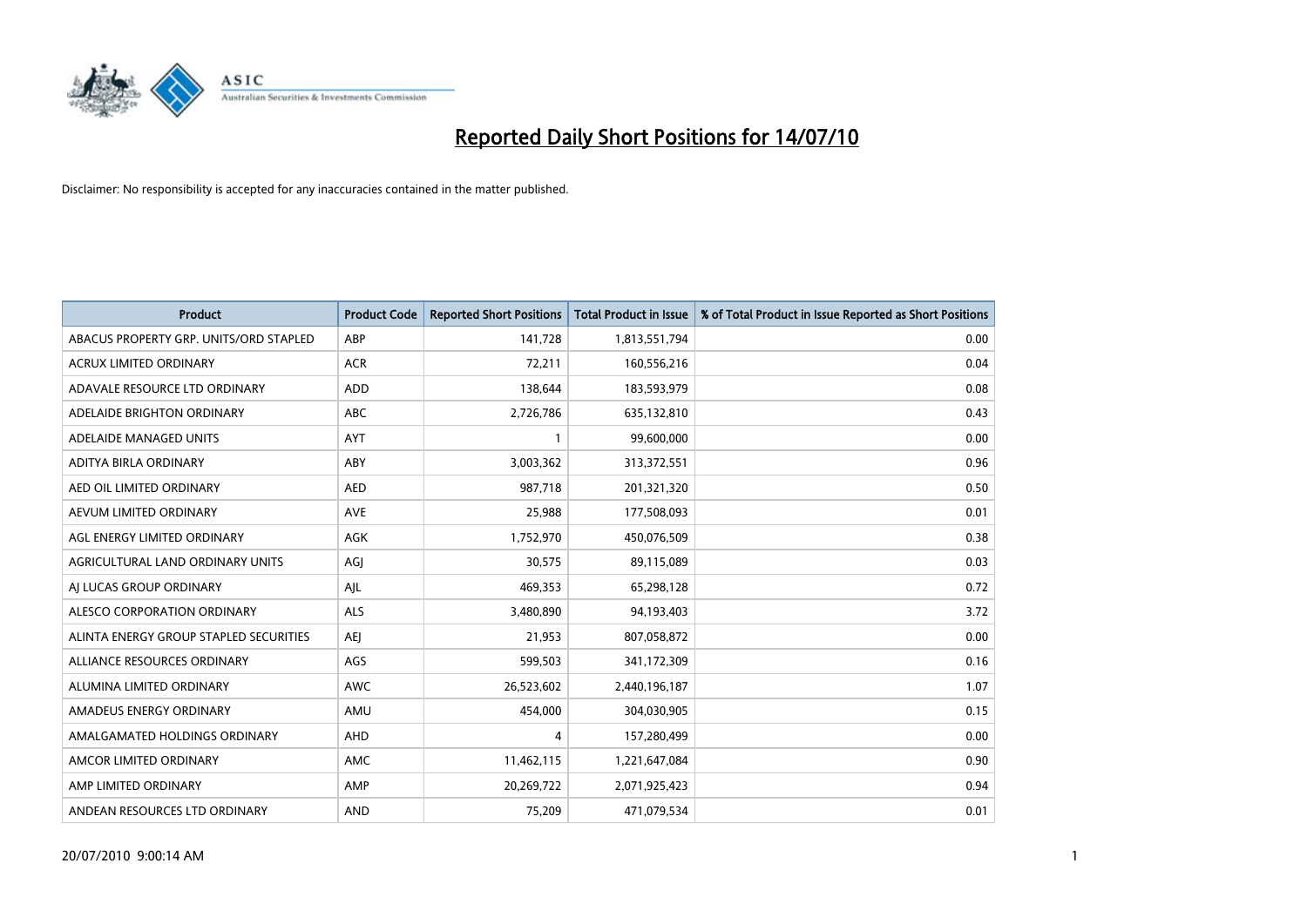# Reported Daily Short Positions for 14/07/10

Disclaimer: No responsibility is accepted for any inaccuracies contained in the matter published.

| Product | Product Code | Reported Short Positions | Total Product in Issue | % of Total Product in Issue Reported as Short Positions |
| --- | --- | --- | --- | --- |
| ABACUS PROPERTY GRP. UNITS/ORD STAPLED | ABP | 141,728 | 1,813,551,794 | 0.00 |
| ACRUX LIMITED ORDINARY | ACR | 72,211 | 160,556,216 | 0.04 |
| ADAVALE RESOURCE LTD ORDINARY | ADD | 138,644 | 183,593,979 | 0.08 |
| ADELAIDE BRIGHTON ORDINARY | ABC | 2,726,786 | 635,132,810 | 0.43 |
| ADELAIDE MANAGED UNITS | AYT | 1 | 99,600,000 | 0.00 |
| ADITYA BIRLA ORDINARY | ABY | 3,003,362 | 313,372,551 | 0.96 |
| AED OIL LIMITED ORDINARY | AED | 987,718 | 201,321,320 | 0.50 |
| AEVUM LIMITED ORDINARY | AVE | 25,988 | 177,508,093 | 0.01 |
| AGL ENERGY LIMITED ORDINARY | AGK | 1,752,970 | 450,076,509 | 0.38 |
| AGRICULTURAL LAND ORDINARY UNITS | AGJ | 30,575 | 89,115,089 | 0.03 |
| AJ LUCAS GROUP ORDINARY | AJL | 469,353 | 65,298,128 | 0.72 |
| ALESCO CORPORATION ORDINARY | ALS | 3,480,890 | 94,193,403 | 3.72 |
| ALINTA ENERGY GROUP STAPLED SECURITIES | AEJ | 21,953 | 807,058,872 | 0.00 |
| ALLIANCE RESOURCES ORDINARY | AGS | 599,503 | 341,172,309 | 0.16 |
| ALUMINA LIMITED ORDINARY | AWC | 26,523,602 | 2,440,196,187 | 1.07 |
| AMADEUS ENERGY ORDINARY | AMU | 454,000 | 304,030,905 | 0.15 |
| AMALGAMATED HOLDINGS ORDINARY | AHD | 4 | 157,280,499 | 0.00 |
| AMCOR LIMITED ORDINARY | AMC | 11,462,115 | 1,221,647,084 | 0.90 |
| AMP LIMITED ORDINARY | AMP | 20,269,722 | 2,071,925,423 | 0.94 |
| ANDEAN RESOURCES LTD ORDINARY | AND | 75,209 | 471,079,534 | 0.01 |

20/07/2010 9:00:14 AM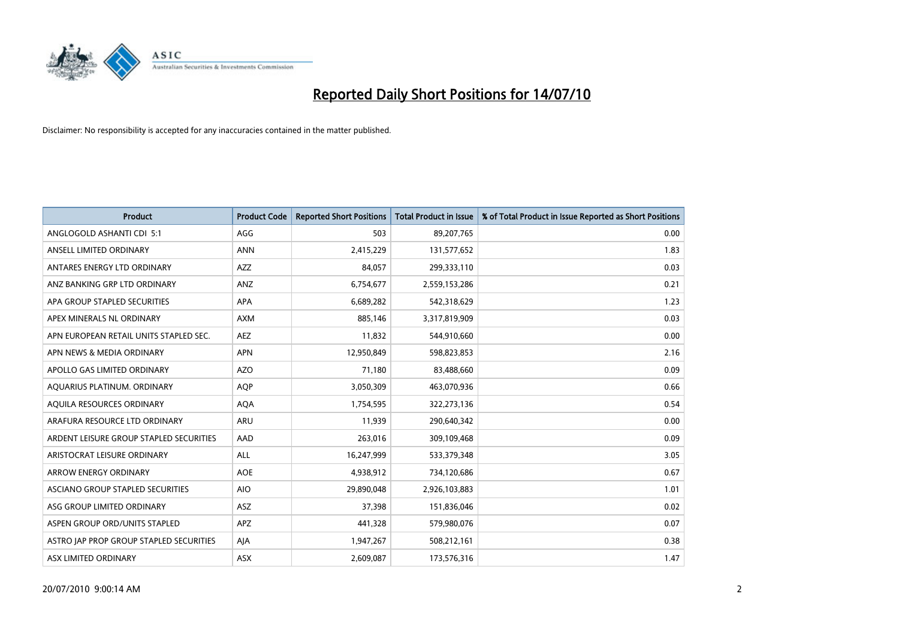# Reported Daily Short Positions for 14/07/10

Disclaimer: No responsibility is accepted for any inaccuracies contained in the matter published.

| Product | Product Code | Reported Short Positions | Total Product in Issue | % of Total Product in Issue Reported as Short Positions |
|---|---|---|---|---|
| ANGLOGOLD ASHANTI CDI 5:1 | AGG | 503 | 89,207,765 | 0.00 |
| ANSELL LIMITED ORDINARY | ANN | 2,415,229 | 131,577,652 | 1.83 |
| ANTARES ENERGY LTD ORDINARY | AZZ | 84,057 | 299,333,110 | 0.03 |
| ANZ BANKING GRP LTD ORDINARY | ANZ | 6,754,677 | 2,559,153,286 | 0.21 |
| APA GROUP STAPLED SECURITIES | APA | 6,689,282 | 542,318,629 | 1.23 |
| APEX MINERALS NL ORDINARY | AXM | 885,146 | 3,317,819,909 | 0.03 |
| APN EUROPEAN RETAIL UNITS STAPLED SEC. | AEZ | 11,832 | 544,910,660 | 0.00 |
| APN NEWS & MEDIA ORDINARY | APN | 12,950,849 | 598,823,853 | 2.16 |
| APOLLO GAS LIMITED ORDINARY | AZO | 71,180 | 83,488,660 | 0.09 |
| AQUARIUS PLATINUM. ORDINARY | AQP | 3,050,309 | 463,070,936 | 0.66 |
| AQUILA RESOURCES ORDINARY | AQA | 1,754,595 | 322,273,136 | 0.54 |
| ARAFURA RESOURCE LTD ORDINARY | ARU | 11,939 | 290,640,342 | 0.00 |
| ARDENT LEISURE GROUP STAPLED SECURITIES | AAD | 263,016 | 309,109,468 | 0.09 |
| ARISTOCRAT LEISURE ORDINARY | ALL | 16,247,999 | 533,379,348 | 3.05 |
| ARROW ENERGY ORDINARY | AOE | 4,938,912 | 734,120,686 | 0.67 |
| ASCIANO GROUP STAPLED SECURITIES | AIO | 29,890,048 | 2,926,103,883 | 1.01 |
| ASG GROUP LIMITED ORDINARY | ASZ | 37,398 | 151,836,046 | 0.02 |
| ASPEN GROUP ORD/UNITS STAPLED | APZ | 441,328 | 579,980,076 | 0.07 |
| ASTRO JAP PROP GROUP STAPLED SECURITIES | AJA | 1,947,267 | 508,212,161 | 0.38 |
| ASX LIMITED ORDINARY | ASX | 2,609,087 | 173,576,316 | 1.47 |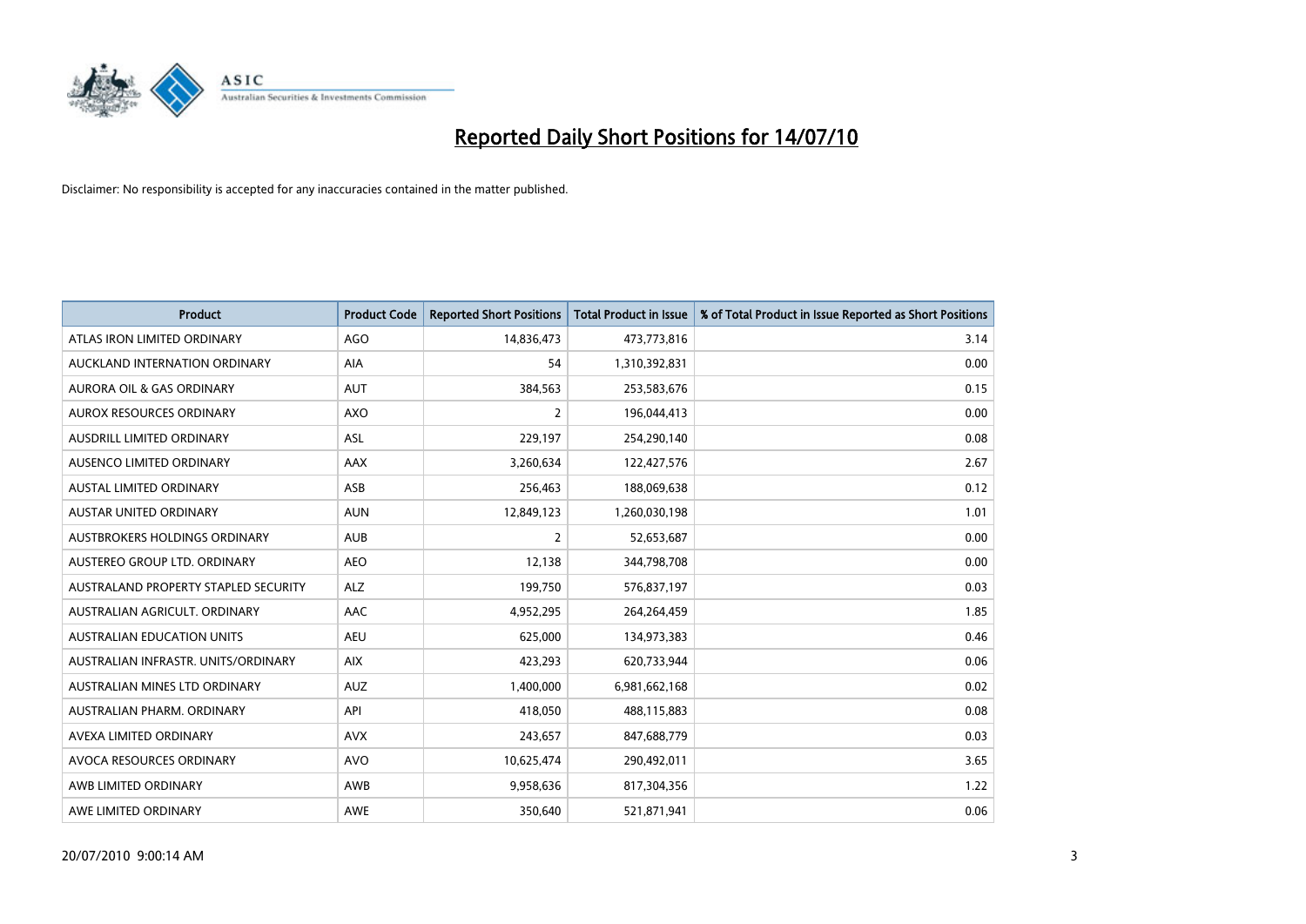# Reported Daily Short Positions for 14/07/10

Disclaimer: No responsibility is accepted for any inaccuracies contained in the matter published.

| Product | Product Code | Reported Short Positions | Total Product in Issue | % of Total Product in Issue Reported as Short Positions |
|---|---|---|---|---|
| ATLAS IRON LIMITED ORDINARY | AGO | 14,836,473 | 473,773,816 | 3.14 |
| AUCKLAND INTERNATION ORDINARY | AIA | 54 | 1,310,392,831 | 0.00 |
| AURORA OIL & GAS ORDINARY | AUT | 384,563 | 253,583,676 | 0.15 |
| AUROX RESOURCES ORDINARY | AXO | 2 | 196,044,413 | 0.00 |
| AUSDRILL LIMITED ORDINARY | ASL | 229,197 | 254,290,140 | 0.08 |
| AUSENCO LIMITED ORDINARY | AAX | 3,260,634 | 122,427,576 | 2.67 |
| AUSTAL LIMITED ORDINARY | ASB | 256,463 | 188,069,638 | 0.12 |
| AUSTAR UNITED ORDINARY | AUN | 12,849,123 | 1,260,030,198 | 1.01 |
| AUSTBROKERS HOLDINGS ORDINARY | AUB | 2 | 52,653,687 | 0.00 |
| AUSTEREO GROUP LTD. ORDINARY | AEO | 12,138 | 344,798,708 | 0.00 |
| AUSTRALAND PROPERTY STAPLED SECURITY | ALZ | 199,750 | 576,837,197 | 0.03 |
| AUSTRALIAN AGRICULT. ORDINARY | AAC | 4,952,295 | 264,264,459 | 1.85 |
| AUSTRALIAN EDUCATION UNITS | AEU | 625,000 | 134,973,383 | 0.46 |
| AUSTRALIAN INFRASTR. UNITS/ORDINARY | AIX | 423,293 | 620,733,944 | 0.06 |
| AUSTRALIAN MINES LTD ORDINARY | AUZ | 1,400,000 | 6,981,662,168 | 0.02 |
| AUSTRALIAN PHARM. ORDINARY | API | 418,050 | 488,115,883 | 0.08 |
| AVEXA LIMITED ORDINARY | AVX | 243,657 | 847,688,779 | 0.03 |
| AVOCA RESOURCES ORDINARY | AVO | 10,625,474 | 290,492,011 | 3.65 |
| AWB LIMITED ORDINARY | AWB | 9,958,636 | 817,304,356 | 1.22 |
| AWE LIMITED ORDINARY | AWE | 350,640 | 521,871,941 | 0.06 |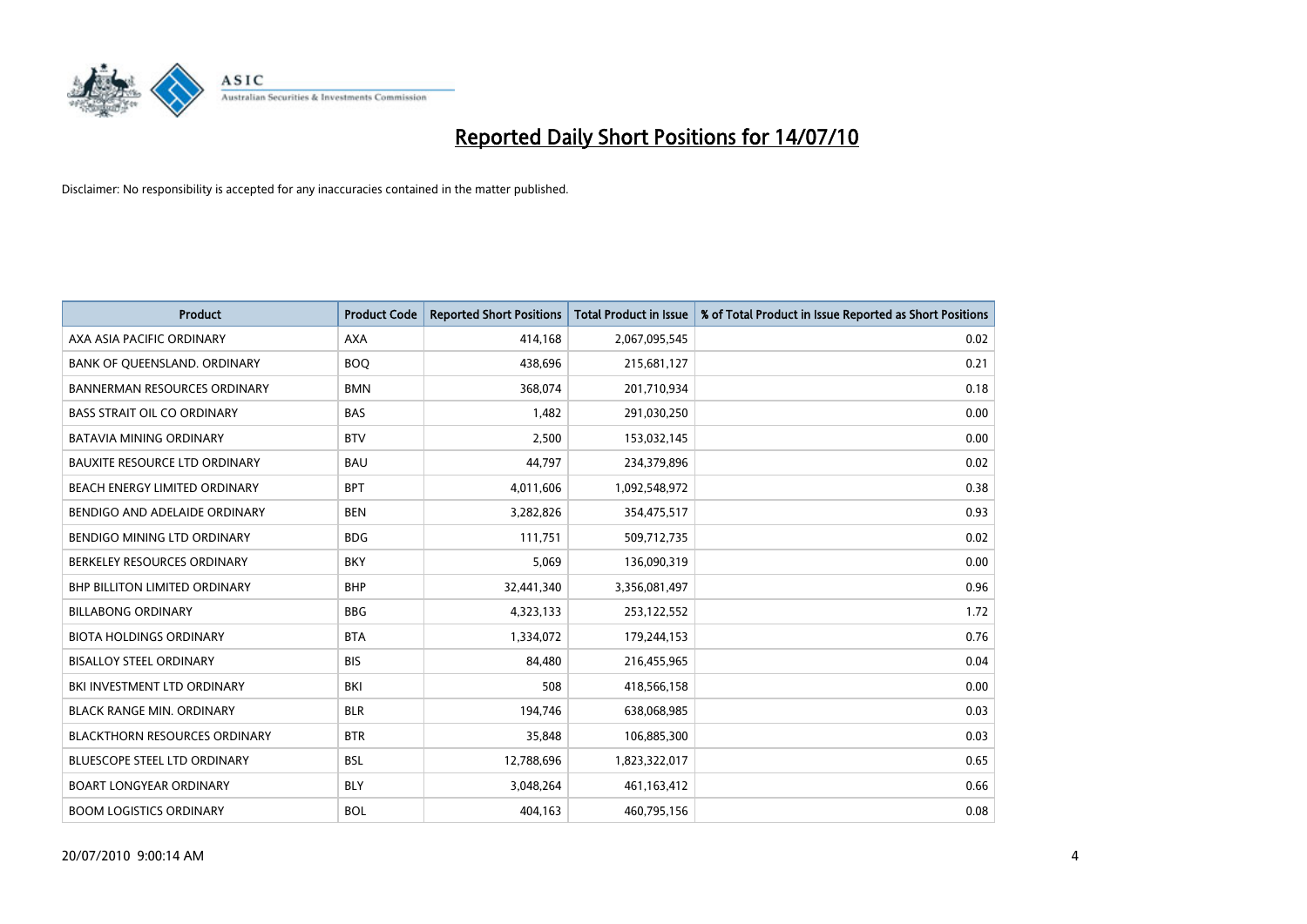# Reported Daily Short Positions for 14/07/10

Disclaimer: No responsibility is accepted for any inaccuracies contained in the matter published.

| Product | Product Code | Reported Short Positions | Total Product in Issue | % of Total Product in Issue Reported as Short Positions |
|---|---|---|---|---|
| AXA ASIA PACIFIC ORDINARY | AXA | 414,168 | 2,067,095,545 | 0.02 |
| BANK OF QUEENSLAND. ORDINARY | BOQ | 438,696 | 215,681,127 | 0.21 |
| BANNERMAN RESOURCES ORDINARY | BMN | 368,074 | 201,710,934 | 0.18 |
| BASS STRAIT OIL CO ORDINARY | BAS | 1,482 | 291,030,250 | 0.00 |
| BATAVIA MINING ORDINARY | BTV | 2,500 | 153,032,145 | 0.00 |
| BAUXITE RESOURCE LTD ORDINARY | BAU | 44,797 | 234,379,896 | 0.02 |
| BEACH ENERGY LIMITED ORDINARY | BPT | 4,011,606 | 1,092,548,972 | 0.38 |
| BENDIGO AND ADELAIDE ORDINARY | BEN | 3,282,826 | 354,475,517 | 0.93 |
| BENDIGO MINING LTD ORDINARY | BDG | 111,751 | 509,712,735 | 0.02 |
| BERKELEY RESOURCES ORDINARY | BKY | 5,069 | 136,090,319 | 0.00 |
| BHP BILLITON LIMITED ORDINARY | BHP | 32,441,340 | 3,356,081,497 | 0.96 |
| BILLABONG ORDINARY | BBG | 4,323,133 | 253,122,552 | 1.72 |
| BIOTA HOLDINGS ORDINARY | BTA | 1,334,072 | 179,244,153 | 0.76 |
| BISALLOY STEEL ORDINARY | BIS | 84,480 | 216,455,965 | 0.04 |
| BKI INVESTMENT LTD ORDINARY | BKI | 508 | 418,566,158 | 0.00 |
| BLACK RANGE MIN. ORDINARY | BLR | 194,746 | 638,068,985 | 0.03 |
| BLACKTHORN RESOURCES ORDINARY | BTR | 35,848 | 106,885,300 | 0.03 |
| BLUESCOPE STEEL LTD ORDINARY | BSL | 12,788,696 | 1,823,322,017 | 0.65 |
| BOART LONGYEAR ORDINARY | BLY | 3,048,264 | 461,163,412 | 0.66 |
| BOOM LOGISTICS ORDINARY | BOL | 404,163 | 460,795,156 | 0.08 |

20/07/2010 9:00:14 AM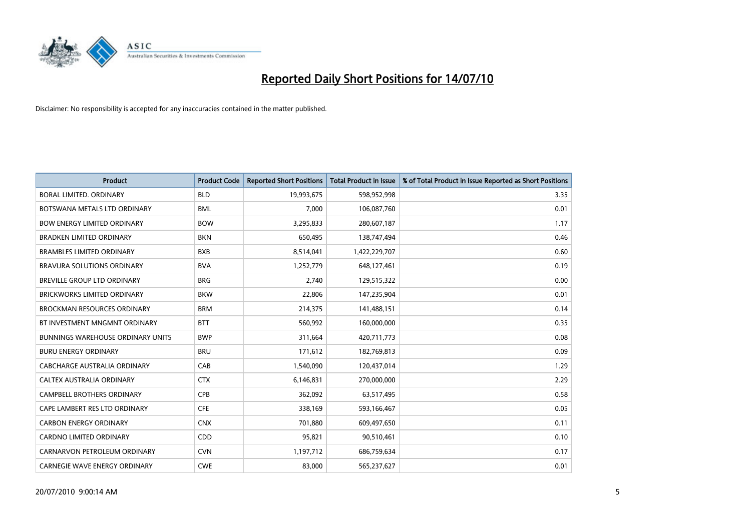# Reported Daily Short Positions for 14/07/10

Disclaimer: No responsibility is accepted for any inaccuracies contained in the matter published.

| Product | Product Code | Reported Short Positions | Total Product in Issue | % of Total Product in Issue Reported as Short Positions |
|---|---|---|---|---|
| BORAL LIMITED. ORDINARY | BLD | 19,993,675 | 598,952,998 | 3.35 |
| BOTSWANA METALS LTD ORDINARY | BML | 7,000 | 106,087,760 | 0.01 |
| BOW ENERGY LIMITED ORDINARY | BOW | 3,295,833 | 280,607,187 | 1.17 |
| BRADKEN LIMITED ORDINARY | BKN | 650,495 | 138,747,494 | 0.46 |
| BRAMBLES LIMITED ORDINARY | BXB | 8,514,041 | 1,422,229,707 | 0.60 |
| BRAVURA SOLUTIONS ORDINARY | BVA | 1,252,779 | 648,127,461 | 0.19 |
| BREVILLE GROUP LTD ORDINARY | BRG | 2,740 | 129,515,322 | 0.00 |
| BRICKWORKS LIMITED ORDINARY | BKW | 22,806 | 147,235,904 | 0.01 |
| BROCKMAN RESOURCES ORDINARY | BRM | 214,375 | 141,488,151 | 0.14 |
| BT INVESTMENT MNGMNT ORDINARY | BTT | 560,992 | 160,000,000 | 0.35 |
| BUNNINGS WAREHOUSE ORDINARY UNITS | BWP | 311,664 | 420,711,773 | 0.08 |
| BURU ENERGY ORDINARY | BRU | 171,612 | 182,769,813 | 0.09 |
| CABCHARGE AUSTRALIA ORDINARY | CAB | 1,540,090 | 120,437,014 | 1.29 |
| CALTEX AUSTRALIA ORDINARY | CTX | 6,146,831 | 270,000,000 | 2.29 |
| CAMPBELL BROTHERS ORDINARY | CPB | 362,092 | 63,517,495 | 0.58 |
| CAPE LAMBERT RES LTD ORDINARY | CFE | 338,169 | 593,166,467 | 0.05 |
| CARBON ENERGY ORDINARY | CNX | 701,880 | 609,497,650 | 0.11 |
| CARDNO LIMITED ORDINARY | CDD | 95,821 | 90,510,461 | 0.10 |
| CARNARVON PETROLEUM ORDINARY | CVN | 1,197,712 | 686,759,634 | 0.17 |
| CARNEGIE WAVE ENERGY ORDINARY | CWE | 83,000 | 565,237,627 | 0.01 |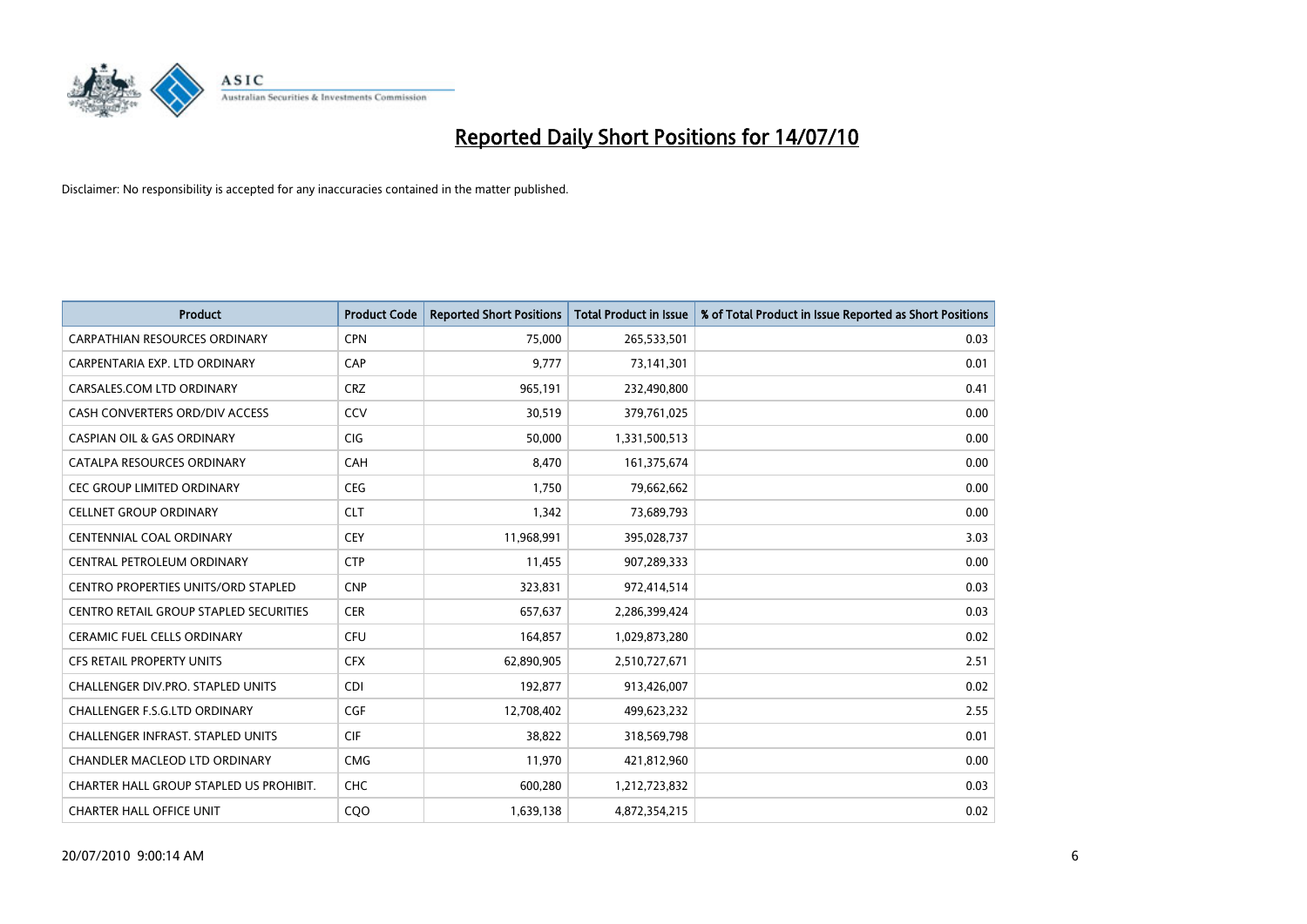# Reported Daily Short Positions for 14/07/10

Disclaimer: No responsibility is accepted for any inaccuracies contained in the matter published.

| Product | Product Code | Reported Short Positions | Total Product in Issue | % of Total Product in Issue Reported as Short Positions |
|---|---|---|---|---|
| CARPATHIAN RESOURCES ORDINARY | CPN | 75,000 | 265,533,501 | 0.03 |
| CARPENTARIA EXP. LTD ORDINARY | CAP | 9,777 | 73,141,301 | 0.01 |
| CARSALES.COM LTD ORDINARY | CRZ | 965,191 | 232,490,800 | 0.41 |
| CASH CONVERTERS ORD/DIV ACCESS | CCV | 30,519 | 379,761,025 | 0.00 |
| CASPIAN OIL & GAS ORDINARY | CIG | 50,000 | 1,331,500,513 | 0.00 |
| CATALPA RESOURCES ORDINARY | CAH | 8,470 | 161,375,674 | 0.00 |
| CEC GROUP LIMITED ORDINARY | CEG | 1,750 | 79,662,662 | 0.00 |
| CELLNET GROUP ORDINARY | CLT | 1,342 | 73,689,793 | 0.00 |
| CENTENNIAL COAL ORDINARY | CEY | 11,968,991 | 395,028,737 | 3.03 |
| CENTRAL PETROLEUM ORDINARY | CTP | 11,455 | 907,289,333 | 0.00 |
| CENTRO PROPERTIES UNITS/ORD STAPLED | CNP | 323,831 | 972,414,514 | 0.03 |
| CENTRO RETAIL GROUP STAPLED SECURITIES | CER | 657,637 | 2,286,399,424 | 0.03 |
| CERAMIC FUEL CELLS ORDINARY | CFU | 164,857 | 1,029,873,280 | 0.02 |
| CFS RETAIL PROPERTY UNITS | CFX | 62,890,905 | 2,510,727,671 | 2.51 |
| CHALLENGER DIV.PRO. STAPLED UNITS | CDI | 192,877 | 913,426,007 | 0.02 |
| CHALLENGER F.S.G.LTD ORDINARY | CGF | 12,708,402 | 499,623,232 | 2.55 |
| CHALLENGER INFRAST. STAPLED UNITS | CIF | 38,822 | 318,569,798 | 0.01 |
| CHANDLER MACLEOD LTD ORDINARY | CMG | 11,970 | 421,812,960 | 0.00 |
| CHARTER HALL GROUP STAPLED US PROHIBIT. | CHC | 600,280 | 1,212,723,832 | 0.03 |
| CHARTER HALL OFFICE UNIT | CQO | 1,639,138 | 4,872,354,215 | 0.02 |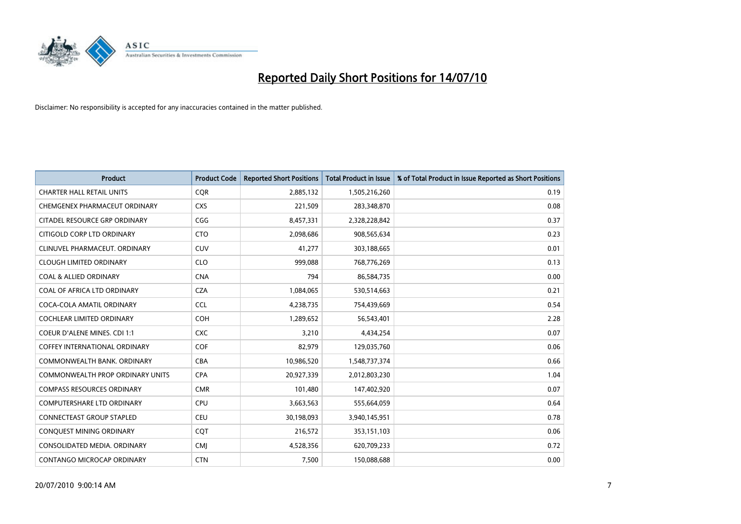# Reported Daily Short Positions for 14/07/10

Disclaimer: No responsibility is accepted for any inaccuracies contained in the matter published.

| Product | Product Code | Reported Short Positions | Total Product in Issue | % of Total Product in Issue Reported as Short Positions |
|---|---|---|---|---|
| CHARTER HALL RETAIL UNITS | CQR | 2,885,132 | 1,505,216,260 | 0.19 |
| CHEMGENEX PHARMACEUT ORDINARY | CXS | 221,509 | 283,348,870 | 0.08 |
| CITADEL RESOURCE GRP ORDINARY | CGG | 8,457,331 | 2,328,228,842 | 0.37 |
| CITIGOLD CORP LTD ORDINARY | CTO | 2,098,686 | 908,565,634 | 0.23 |
| CLINUVEL PHARMACEUT. ORDINARY | CUV | 41,277 | 303,188,665 | 0.01 |
| CLOUGH LIMITED ORDINARY | CLO | 999,088 | 768,776,269 | 0.13 |
| COAL & ALLIED ORDINARY | CNA | 794 | 86,584,735 | 0.00 |
| COAL OF AFRICA LTD ORDINARY | CZA | 1,084,065 | 530,514,663 | 0.21 |
| COCA-COLA AMATIL ORDINARY | CCL | 4,238,735 | 754,439,669 | 0.54 |
| COCHLEAR LIMITED ORDINARY | COH | 1,289,652 | 56,543,401 | 2.28 |
| COEUR D'ALENE MINES. CDI 1:1 | CXC | 3,210 | 4,434,254 | 0.07 |
| COFFEY INTERNATIONAL ORDINARY | COF | 82,979 | 129,035,760 | 0.06 |
| COMMONWEALTH BANK. ORDINARY | CBA | 10,986,520 | 1,548,737,374 | 0.66 |
| COMMONWEALTH PROP ORDINARY UNITS | CPA | 20,927,339 | 2,012,803,230 | 1.04 |
| COMPASS RESOURCES ORDINARY | CMR | 101,480 | 147,402,920 | 0.07 |
| COMPUTERSHARE LTD ORDINARY | CPU | 3,663,563 | 555,664,059 | 0.64 |
| CONNECTEAST GROUP STAPLED | CEU | 30,198,093 | 3,940,145,951 | 0.78 |
| CONQUEST MINING ORDINARY | CQT | 216,572 | 353,151,103 | 0.06 |
| CONSOLIDATED MEDIA. ORDINARY | CMJ | 4,528,356 | 620,709,233 | 0.72 |
| CONTANGO MICROCAP ORDINARY | CTN | 7,500 | 150,088,688 | 0.00 |

20/07/2010 9:00:14 AM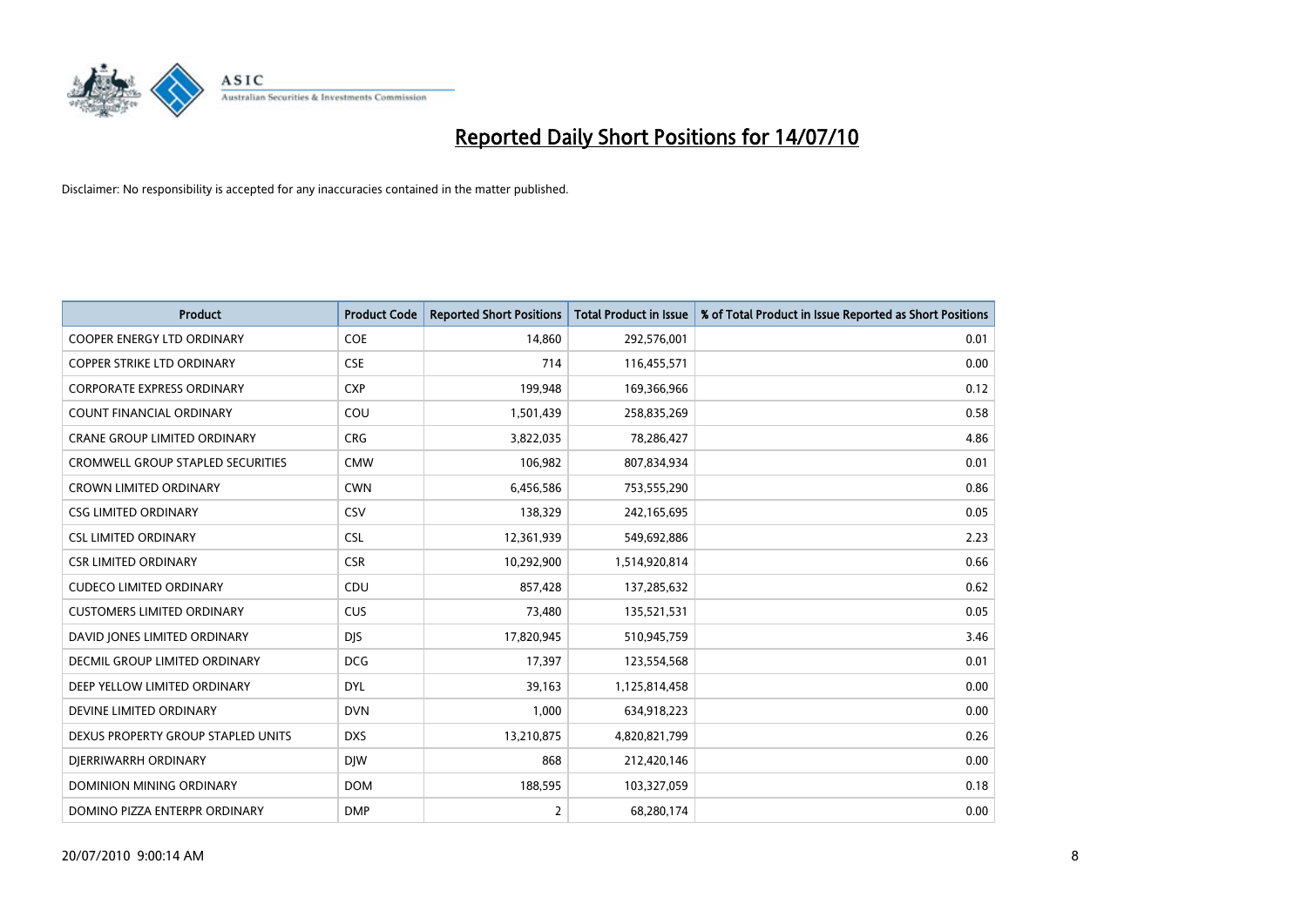# Reported Daily Short Positions for 14/07/10

Disclaimer: No responsibility is accepted for any inaccuracies contained in the matter published.

| Product | Product Code | Reported Short Positions | Total Product in Issue | % of Total Product in Issue Reported as Short Positions |
|---|---|---|---|---|
| COOPER ENERGY LTD ORDINARY | COE | 14,860 | 292,576,001 | 0.01 |
| COPPER STRIKE LTD ORDINARY | CSE | 714 | 116,455,571 | 0.00 |
| CORPORATE EXPRESS ORDINARY | CXP | 199,948 | 169,366,966 | 0.12 |
| COUNT FINANCIAL ORDINARY | COU | 1,501,439 | 258,835,269 | 0.58 |
| CRANE GROUP LIMITED ORDINARY | CRG | 3,822,035 | 78,286,427 | 4.86 |
| CROMWELL GROUP STAPLED SECURITIES | CMW | 106,982 | 807,834,934 | 0.01 |
| CROWN LIMITED ORDINARY | CWN | 6,456,586 | 753,555,290 | 0.86 |
| CSG LIMITED ORDINARY | CSV | 138,329 | 242,165,695 | 0.05 |
| CSL LIMITED ORDINARY | CSL | 12,361,939 | 549,692,886 | 2.23 |
| CSR LIMITED ORDINARY | CSR | 10,292,900 | 1,514,920,814 | 0.66 |
| CUDECO LIMITED ORDINARY | CDU | 857,428 | 137,285,632 | 0.62 |
| CUSTOMERS LIMITED ORDINARY | CUS | 73,480 | 135,521,531 | 0.05 |
| DAVID JONES LIMITED ORDINARY | DJS | 17,820,945 | 510,945,759 | 3.46 |
| DECMIL GROUP LIMITED ORDINARY | DCG | 17,397 | 123,554,568 | 0.01 |
| DEEP YELLOW LIMITED ORDINARY | DYL | 39,163 | 1,125,814,458 | 0.00 |
| DEVINE LIMITED ORDINARY | DVN | 1,000 | 634,918,223 | 0.00 |
| DEXUS PROPERTY GROUP STAPLED UNITS | DXS | 13,210,875 | 4,820,821,799 | 0.26 |
| DJERRIWARRH ORDINARY | DJW | 868 | 212,420,146 | 0.00 |
| DOMINION MINING ORDINARY | DOM | 188,595 | 103,327,059 | 0.18 |
| DOMINO PIZZA ENTERPR ORDINARY | DMP | 2 | 68,280,174 | 0.00 |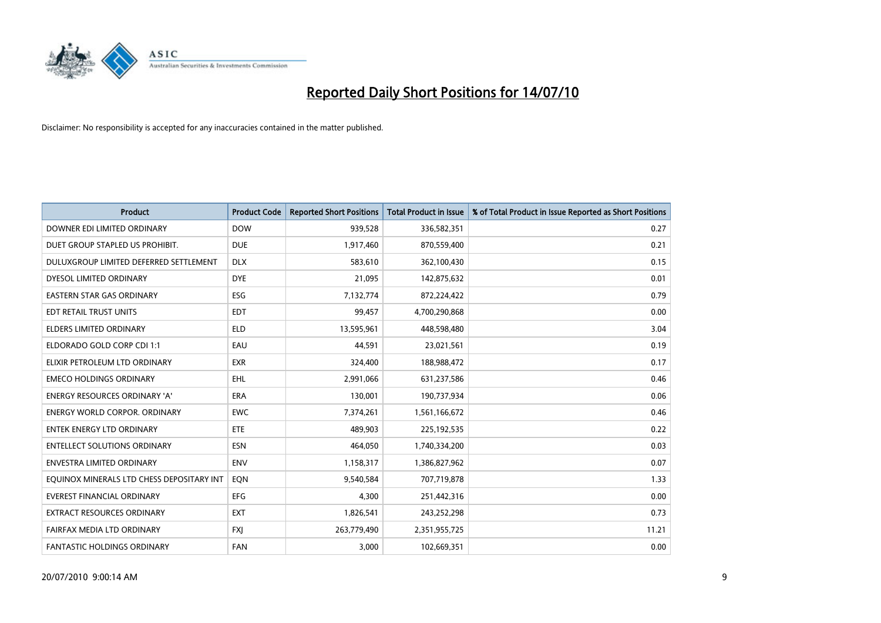# Reported Daily Short Positions for 14/07/10

Disclaimer: No responsibility is accepted for any inaccuracies contained in the matter published.

| Product | Product Code | Reported Short Positions | Total Product in Issue | % of Total Product in Issue Reported as Short Positions |
| --- | --- | --- | --- | --- |
| DOWNER EDI LIMITED ORDINARY | DOW | 939,528 | 336,582,351 | 0.27 |
| DUET GROUP STAPLED US PROHIBIT. | DUE | 1,917,460 | 870,559,400 | 0.21 |
| DULUXGROUP LIMITED DEFERRED SETTLEMENT | DLX | 583,610 | 362,100,430 | 0.15 |
| DYESOL LIMITED ORDINARY | DYE | 21,095 | 142,875,632 | 0.01 |
| EASTERN STAR GAS ORDINARY | ESG | 7,132,774 | 872,224,422 | 0.79 |
| EDT RETAIL TRUST UNITS | EDT | 99,457 | 4,700,290,868 | 0.00 |
| ELDERS LIMITED ORDINARY | ELD | 13,595,961 | 448,598,480 | 3.04 |
| ELDORADO GOLD CORP CDI 1:1 | EAU | 44,591 | 23,021,561 | 0.19 |
| ELIXIR PETROLEUM LTD ORDINARY | EXR | 324,400 | 188,988,472 | 0.17 |
| EMECO HOLDINGS ORDINARY | EHL | 2,991,066 | 631,237,586 | 0.46 |
| ENERGY RESOURCES ORDINARY 'A' | ERA | 130,001 | 190,737,934 | 0.06 |
| ENERGY WORLD CORPOR. ORDINARY | EWC | 7,374,261 | 1,561,166,672 | 0.46 |
| ENTEK ENERGY LTD ORDINARY | ETE | 489,903 | 225,192,535 | 0.22 |
| ENTELLECT SOLUTIONS ORDINARY | ESN | 464,050 | 1,740,334,200 | 0.03 |
| ENVESTRA LIMITED ORDINARY | ENV | 1,158,317 | 1,386,827,962 | 0.07 |
| EQUINOX MINERALS LTD CHESS DEPOSITARY INT | EQN | 9,540,584 | 707,719,878 | 1.33 |
| EVEREST FINANCIAL ORDINARY | EFG | 4,300 | 251,442,316 | 0.00 |
| EXTRACT RESOURCES ORDINARY | EXT | 1,826,541 | 243,252,298 | 0.73 |
| FAIRFAX MEDIA LTD ORDINARY | FXJ | 263,779,490 | 2,351,955,725 | 11.21 |
| FANTASTIC HOLDINGS ORDINARY | FAN | 3,000 | 102,669,351 | 0.00 |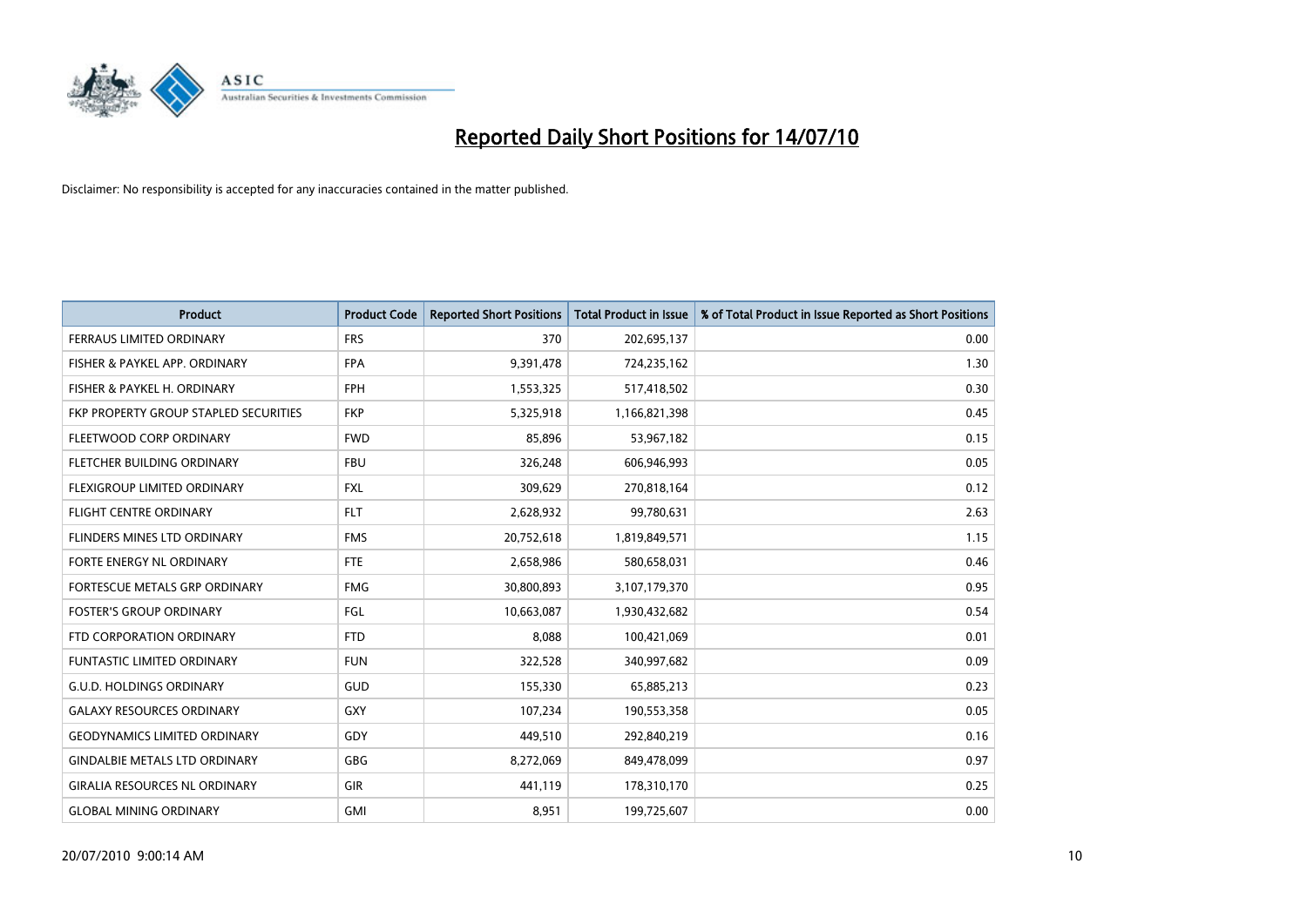# Reported Daily Short Positions for 14/07/10

Disclaimer: No responsibility is accepted for any inaccuracies contained in the matter published.

| Product | Product Code | Reported Short Positions | Total Product in Issue | % of Total Product in Issue Reported as Short Positions |
|---|---|---|---|---|
| FERRAUS LIMITED ORDINARY | FRS | 370 | 202,695,137 | 0.00 |
| FISHER & PAYKEL APP. ORDINARY | FPA | 9,391,478 | 724,235,162 | 1.30 |
| FISHER & PAYKEL H. ORDINARY | FPH | 1,553,325 | 517,418,502 | 0.30 |
| FKP PROPERTY GROUP STAPLED SECURITIES | FKP | 5,325,918 | 1,166,821,398 | 0.45 |
| FLEETWOOD CORP ORDINARY | FWD | 85,896 | 53,967,182 | 0.15 |
| FLETCHER BUILDING ORDINARY | FBU | 326,248 | 606,946,993 | 0.05 |
| FLEXIGROUP LIMITED ORDINARY | FXL | 309,629 | 270,818,164 | 0.12 |
| FLIGHT CENTRE ORDINARY | FLT | 2,628,932 | 99,780,631 | 2.63 |
| FLINDERS MINES LTD ORDINARY | FMS | 20,752,618 | 1,819,849,571 | 1.15 |
| FORTE ENERGY NL ORDINARY | FTE | 2,658,986 | 580,658,031 | 0.46 |
| FORTESCUE METALS GRP ORDINARY | FMG | 30,800,893 | 3,107,179,370 | 0.95 |
| FOSTER'S GROUP ORDINARY | FGL | 10,663,087 | 1,930,432,682 | 0.54 |
| FTD CORPORATION ORDINARY | FTD | 8,088 | 100,421,069 | 0.01 |
| FUNTASTIC LIMITED ORDINARY | FUN | 322,528 | 340,997,682 | 0.09 |
| G.U.D. HOLDINGS ORDINARY | GUD | 155,330 | 65,885,213 | 0.23 |
| GALAXY RESOURCES ORDINARY | GXY | 107,234 | 190,553,358 | 0.05 |
| GEODYNAMICS LIMITED ORDINARY | GDY | 449,510 | 292,840,219 | 0.16 |
| GINDALBIE METALS LTD ORDINARY | GBG | 8,272,069 | 849,478,099 | 0.97 |
| GIRALIA RESOURCES NL ORDINARY | GIR | 441,119 | 178,310,170 | 0.25 |
| GLOBAL MINING ORDINARY | GMI | 8,951 | 199,725,607 | 0.00 |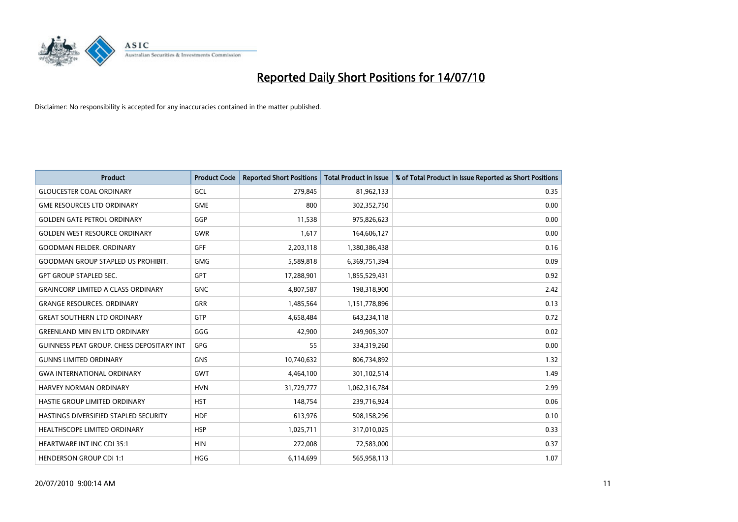# Reported Daily Short Positions for 14/07/10

Disclaimer: No responsibility is accepted for any inaccuracies contained in the matter published.

| Product | Product Code | Reported Short Positions | Total Product in Issue | % of Total Product in Issue Reported as Short Positions |
|---|---|---|---|---|
| GLOUCESTER COAL ORDINARY | GCL | 279,845 | 81,962,133 | 0.35 |
| GME RESOURCES LTD ORDINARY | GME | 800 | 302,352,750 | 0.00 |
| GOLDEN GATE PETROL ORDINARY | GGP | 11,538 | 975,826,623 | 0.00 |
| GOLDEN WEST RESOURCE ORDINARY | GWR | 1,617 | 164,606,127 | 0.00 |
| GOODMAN FIELDER. ORDINARY | GFF | 2,203,118 | 1,380,386,438 | 0.16 |
| GOODMAN GROUP STAPLED US PROHIBIT. | GMG | 5,589,818 | 6,369,751,394 | 0.09 |
| GPT GROUP STAPLED SEC. | GPT | 17,288,901 | 1,855,529,431 | 0.92 |
| GRAINCORP LIMITED A CLASS ORDINARY | GNC | 4,807,587 | 198,318,900 | 2.42 |
| GRANGE RESOURCES. ORDINARY | GRR | 1,485,564 | 1,151,778,896 | 0.13 |
| GREAT SOUTHERN LTD ORDINARY | GTP | 4,658,484 | 643,234,118 | 0.72 |
| GREENLAND MIN EN LTD ORDINARY | GGG | 42,900 | 249,905,307 | 0.02 |
| GUINNESS PEAT GROUP. CHESS DEPOSITARY INT | GPG | 55 | 334,319,260 | 0.00 |
| GUNNS LIMITED ORDINARY | GNS | 10,740,632 | 806,734,892 | 1.32 |
| GWA INTERNATIONAL ORDINARY | GWT | 4,464,100 | 301,102,514 | 1.49 |
| HARVEY NORMAN ORDINARY | HVN | 31,729,777 | 1,062,316,784 | 2.99 |
| HASTIE GROUP LIMITED ORDINARY | HST | 148,754 | 239,716,924 | 0.06 |
| HASTINGS DIVERSIFIED STAPLED SECURITY | HDF | 613,976 | 508,158,296 | 0.10 |
| HEALTHSCOPE LIMITED ORDINARY | HSP | 1,025,711 | 317,010,025 | 0.33 |
| HEARTWARE INT INC CDI 35:1 | HIN | 272,008 | 72,583,000 | 0.37 |
| HENDERSON GROUP CDI 1:1 | HGG | 6,114,699 | 565,958,113 | 1.07 |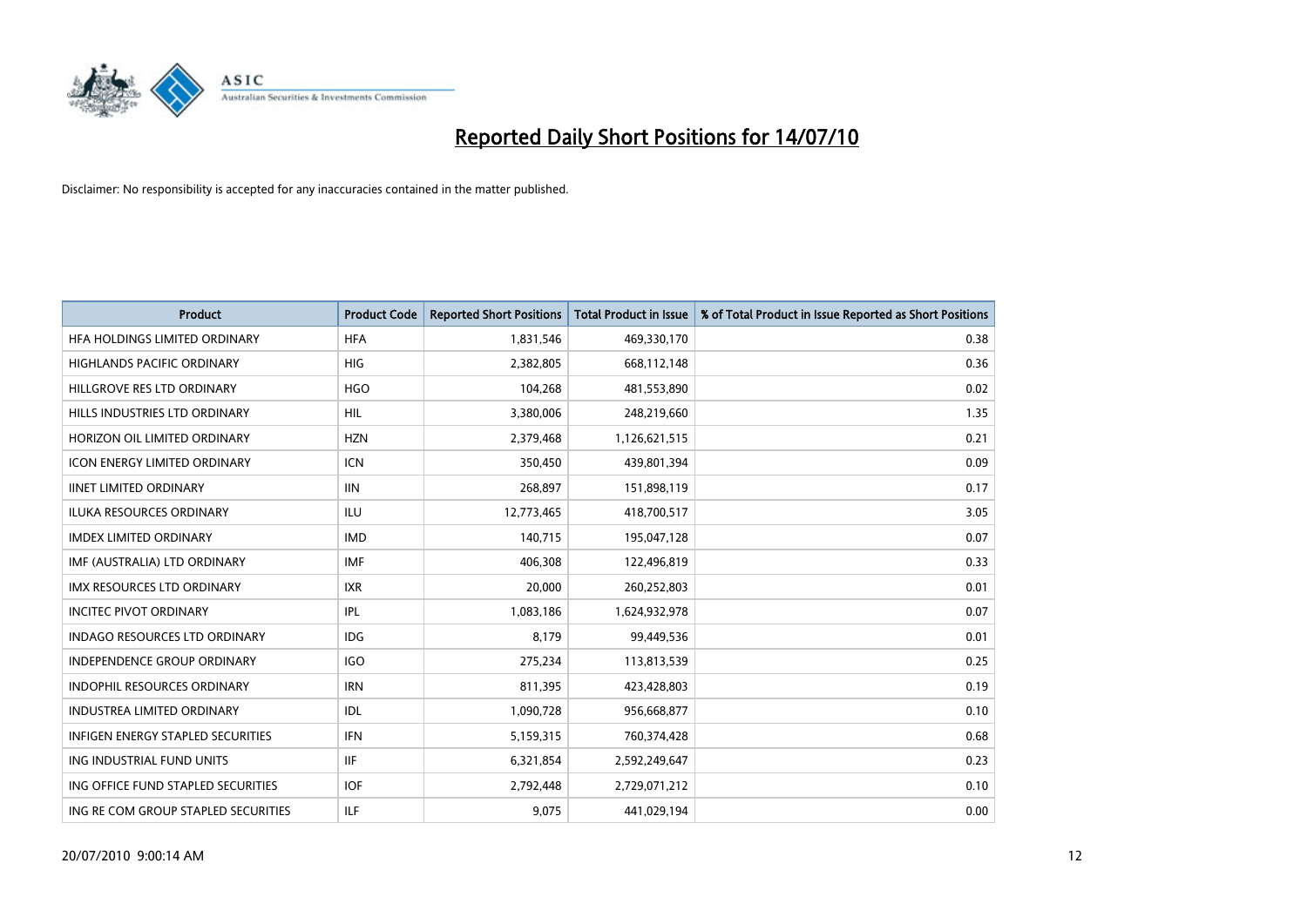# Reported Daily Short Positions for 14/07/10

Disclaimer: No responsibility is accepted for any inaccuracies contained in the matter published.

| Product | Product Code | Reported Short Positions | Total Product in Issue | % of Total Product in Issue Reported as Short Positions |
|---|---|---|---|---|
| HFA HOLDINGS LIMITED ORDINARY | HFA | 1,831,546 | 469,330,170 | 0.38 |
| HIGHLANDS PACIFIC ORDINARY | HIG | 2,382,805 | 668,112,148 | 0.36 |
| HILLGROVE RES LTD ORDINARY | HGO | 104,268 | 481,553,890 | 0.02 |
| HILLS INDUSTRIES LTD ORDINARY | HIL | 3,380,006 | 248,219,660 | 1.35 |
| HORIZON OIL LIMITED ORDINARY | HZN | 2,379,468 | 1,126,621,515 | 0.21 |
| ICON ENERGY LIMITED ORDINARY | ICN | 350,450 | 439,801,394 | 0.09 |
| IINET LIMITED ORDINARY | IIN | 268,897 | 151,898,119 | 0.17 |
| ILUKA RESOURCES ORDINARY | ILU | 12,773,465 | 418,700,517 | 3.05 |
| IMDEX LIMITED ORDINARY | IMD | 140,715 | 195,047,128 | 0.07 |
| IMF (AUSTRALIA) LTD ORDINARY | IMF | 406,308 | 122,496,819 | 0.33 |
| IMX RESOURCES LTD ORDINARY | IXR | 20,000 | 260,252,803 | 0.01 |
| INCITEC PIVOT ORDINARY | IPL | 1,083,186 | 1,624,932,978 | 0.07 |
| INDAGO RESOURCES LTD ORDINARY | IDG | 8,179 | 99,449,536 | 0.01 |
| INDEPENDENCE GROUP ORDINARY | IGO | 275,234 | 113,813,539 | 0.25 |
| INDOPHIL RESOURCES ORDINARY | IRN | 811,395 | 423,428,803 | 0.19 |
| INDUSTREA LIMITED ORDINARY | IDL | 1,090,728 | 956,668,877 | 0.10 |
| INFIGEN ENERGY STAPLED SECURITIES | IFN | 5,159,315 | 760,374,428 | 0.68 |
| ING INDUSTRIAL FUND UNITS | IIF | 6,321,854 | 2,592,249,647 | 0.23 |
| ING OFFICE FUND STAPLED SECURITIES | IOF | 2,792,448 | 2,729,071,212 | 0.10 |
| ING RE COM GROUP STAPLED SECURITIES | ILF | 9,075 | 441,029,194 | 0.00 |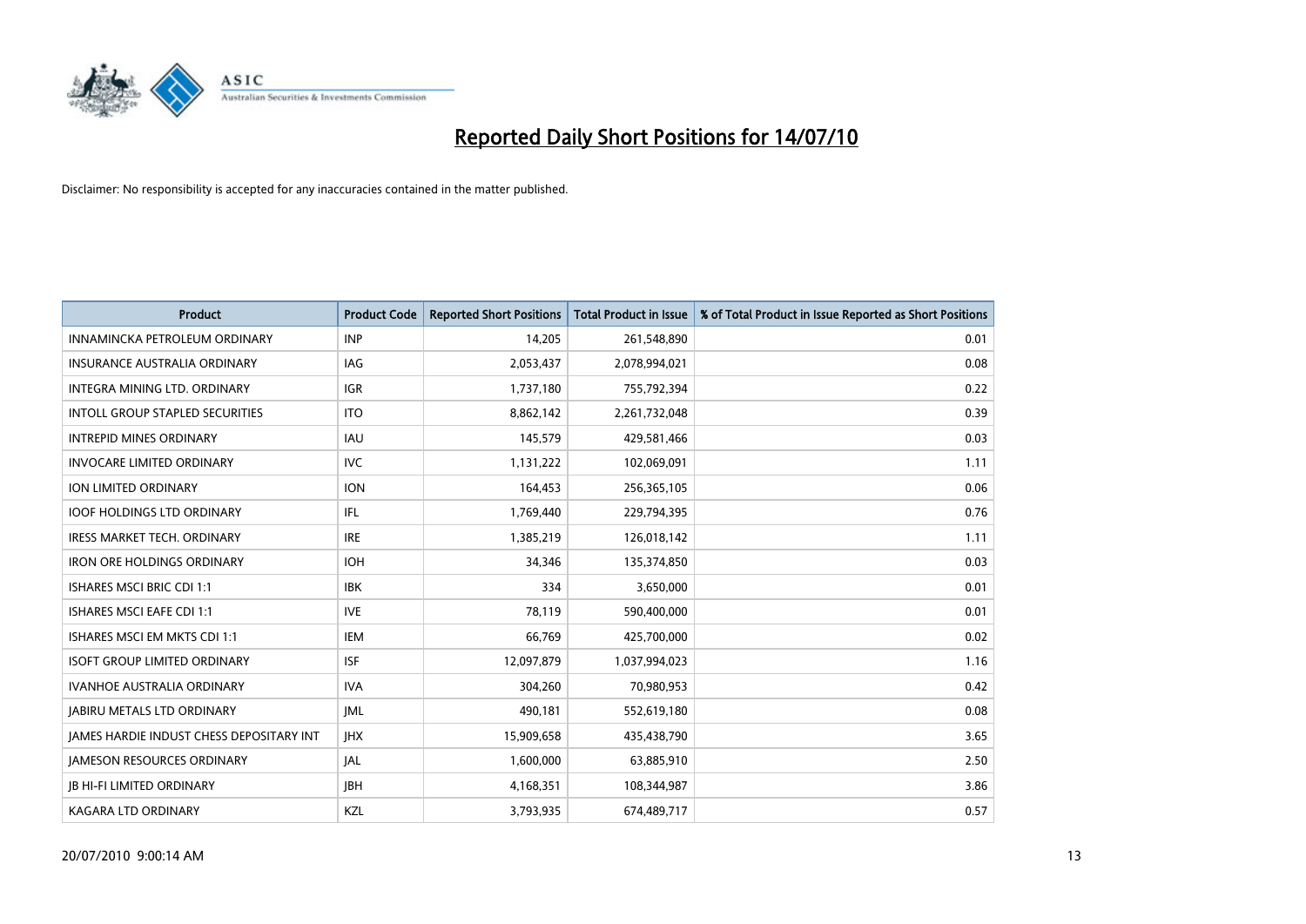# Reported Daily Short Positions for 14/07/10

Disclaimer: No responsibility is accepted for any inaccuracies contained in the matter published.

| Product | Product Code | Reported Short Positions | Total Product in Issue | % of Total Product in Issue Reported as Short Positions |
|---|---|---|---|---|
| INNAMINCKA PETROLEUM ORDINARY | INP | 14,205 | 261,548,890 | 0.01 |
| INSURANCE AUSTRALIA ORDINARY | IAG | 2,053,437 | 2,078,994,021 | 0.08 |
| INTEGRA MINING LTD. ORDINARY | IGR | 1,737,180 | 755,792,394 | 0.22 |
| INTOLL GROUP STAPLED SECURITIES | ITO | 8,862,142 | 2,261,732,048 | 0.39 |
| INTREPID MINES ORDINARY | IAU | 145,579 | 429,581,466 | 0.03 |
| INVOCARE LIMITED ORDINARY | IVC | 1,131,222 | 102,069,091 | 1.11 |
| ION LIMITED ORDINARY | ION | 164,453 | 256,365,105 | 0.06 |
| IOOF HOLDINGS LTD ORDINARY | IFL | 1,769,440 | 229,794,395 | 0.76 |
| IRESS MARKET TECH. ORDINARY | IRE | 1,385,219 | 126,018,142 | 1.11 |
| IRON ORE HOLDINGS ORDINARY | IOH | 34,346 | 135,374,850 | 0.03 |
| ISHARES MSCI BRIC CDI 1:1 | IBK | 334 | 3,650,000 | 0.01 |
| ISHARES MSCI EAFE CDI 1:1 | IVE | 78,119 | 590,400,000 | 0.01 |
| ISHARES MSCI EM MKTS CDI 1:1 | IEM | 66,769 | 425,700,000 | 0.02 |
| ISOFT GROUP LIMITED ORDINARY | ISF | 12,097,879 | 1,037,994,023 | 1.16 |
| IVANHOE AUSTRALIA ORDINARY | IVA | 304,260 | 70,980,953 | 0.42 |
| JABIRU METALS LTD ORDINARY | JML | 490,181 | 552,619,180 | 0.08 |
| JAMES HARDIE INDUST CHESS DEPOSITARY INT | JHX | 15,909,658 | 435,438,790 | 3.65 |
| JAMESON RESOURCES ORDINARY | JAL | 1,600,000 | 63,885,910 | 2.50 |
| JB HI-FI LIMITED ORDINARY | JBH | 4,168,351 | 108,344,987 | 3.86 |
| KAGARA LTD ORDINARY | KZL | 3,793,935 | 674,489,717 | 0.57 |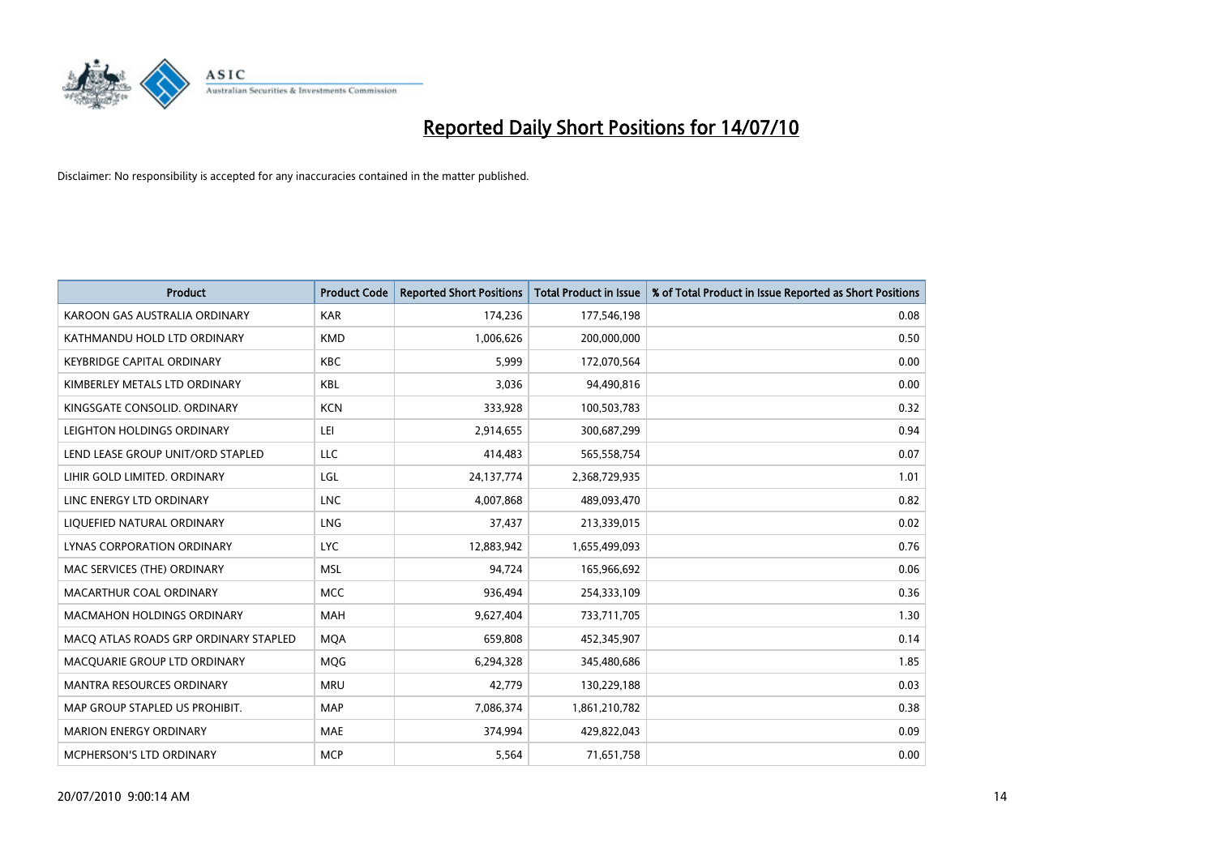# Reported Daily Short Positions for 14/07/10

Disclaimer: No responsibility is accepted for any inaccuracies contained in the matter published.

| Product | Product Code | Reported Short Positions | Total Product in Issue | % of Total Product in Issue Reported as Short Positions |
|---|---|---|---|---|
| KAROON GAS AUSTRALIA ORDINARY | KAR | 174,236 | 177,546,198 | 0.08 |
| KATHMANDU HOLD LTD ORDINARY | KMD | 1,006,626 | 200,000,000 | 0.50 |
| KEYBRIDGE CAPITAL ORDINARY | KBC | 5,999 | 172,070,564 | 0.00 |
| KIMBERLEY METALS LTD ORDINARY | KBL | 3,036 | 94,490,816 | 0.00 |
| KINGSGATE CONSOLID. ORDINARY | KCN | 333,928 | 100,503,783 | 0.32 |
| LEIGHTON HOLDINGS ORDINARY | LEI | 2,914,655 | 300,687,299 | 0.94 |
| LEND LEASE GROUP UNIT/ORD STAPLED | LLC | 414,483 | 565,558,754 | 0.07 |
| LIHIR GOLD LIMITED. ORDINARY | LGL | 24,137,774 | 2,368,729,935 | 1.01 |
| LINC ENERGY LTD ORDINARY | LNC | 4,007,868 | 489,093,470 | 0.82 |
| LIQUEFIED NATURAL ORDINARY | LNG | 37,437 | 213,339,015 | 0.02 |
| LYNAS CORPORATION ORDINARY | LYC | 12,883,942 | 1,655,499,093 | 0.76 |
| MAC SERVICES (THE) ORDINARY | MSL | 94,724 | 165,966,692 | 0.06 |
| MACARTHUR COAL ORDINARY | MCC | 936,494 | 254,333,109 | 0.36 |
| MACMAHON HOLDINGS ORDINARY | MAH | 9,627,404 | 733,711,705 | 1.30 |
| MACQ ATLAS ROADS GRP ORDINARY STAPLED | MQA | 659,808 | 452,345,907 | 0.14 |
| MACQUARIE GROUP LTD ORDINARY | MQG | 6,294,328 | 345,480,686 | 1.85 |
| MANTRA RESOURCES ORDINARY | MRU | 42,779 | 130,229,188 | 0.03 |
| MAP GROUP STAPLED US PROHIBIT. | MAP | 7,086,374 | 1,861,210,782 | 0.38 |
| MARION ENERGY ORDINARY | MAE | 374,994 | 429,822,043 | 0.09 |
| MCPHERSON'S LTD ORDINARY | MCP | 5,564 | 71,651,758 | 0.00 |

20/07/2010 9:00:14 AM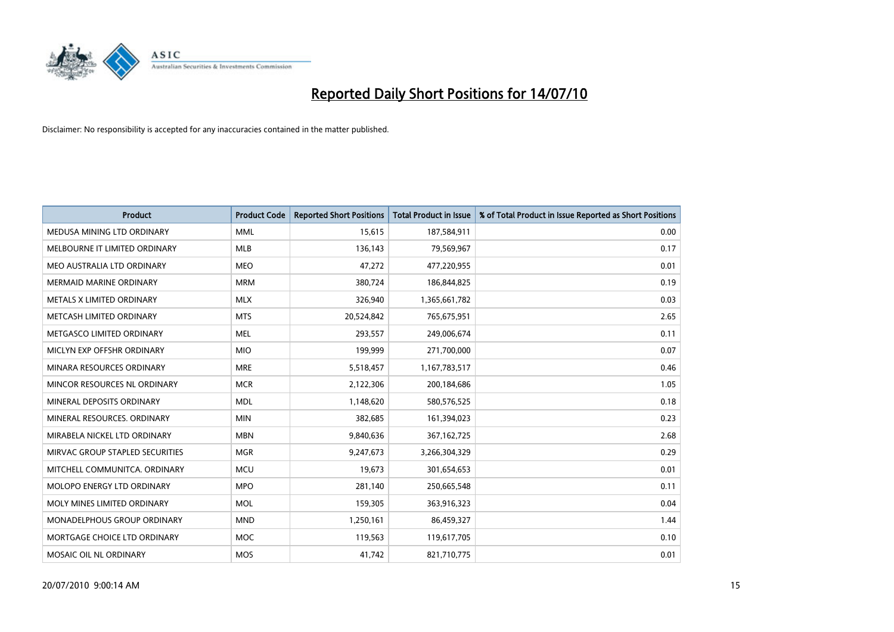# Reported Daily Short Positions for 14/07/10

Disclaimer: No responsibility is accepted for any inaccuracies contained in the matter published.

| Product | Product Code | Reported Short Positions | Total Product in Issue | % of Total Product in Issue Reported as Short Positions |
|---|---|---|---|---|
| MEDUSA MINING LTD ORDINARY | MML | 15,615 | 187,584,911 | 0.00 |
| MELBOURNE IT LIMITED ORDINARY | MLB | 136,143 | 79,569,967 | 0.17 |
| MEO AUSTRALIA LTD ORDINARY | MEO | 47,272 | 477,220,955 | 0.01 |
| MERMAID MARINE ORDINARY | MRM | 380,724 | 186,844,825 | 0.19 |
| METALS X LIMITED ORDINARY | MLX | 326,940 | 1,365,661,782 | 0.03 |
| METCASH LIMITED ORDINARY | MTS | 20,524,842 | 765,675,951 | 2.65 |
| METGASCO LIMITED ORDINARY | MEL | 293,557 | 249,006,674 | 0.11 |
| MICLYN EXP OFFSHR ORDINARY | MIO | 199,999 | 271,700,000 | 0.07 |
| MINARA RESOURCES ORDINARY | MRE | 5,518,457 | 1,167,783,517 | 0.46 |
| MINCOR RESOURCES NL ORDINARY | MCR | 2,122,306 | 200,184,686 | 1.05 |
| MINERAL DEPOSITS ORDINARY | MDL | 1,148,620 | 580,576,525 | 0.18 |
| MINERAL RESOURCES. ORDINARY | MIN | 382,685 | 161,394,023 | 0.23 |
| MIRABELA NICKEL LTD ORDINARY | MBN | 9,840,636 | 367,162,725 | 2.68 |
| MIRVAC GROUP STAPLED SECURITIES | MGR | 9,247,673 | 3,266,304,329 | 0.29 |
| MITCHELL COMMUNITCA. ORDINARY | MCU | 19,673 | 301,654,653 | 0.01 |
| MOLOPO ENERGY LTD ORDINARY | MPO | 281,140 | 250,665,548 | 0.11 |
| MOLY MINES LIMITED ORDINARY | MOL | 159,305 | 363,916,323 | 0.04 |
| MONADELPHOUS GROUP ORDINARY | MND | 1,250,161 | 86,459,327 | 1.44 |
| MORTGAGE CHOICE LTD ORDINARY | MOC | 119,563 | 119,617,705 | 0.10 |
| MOSAIC OIL NL ORDINARY | MOS | 41,742 | 821,710,775 | 0.01 |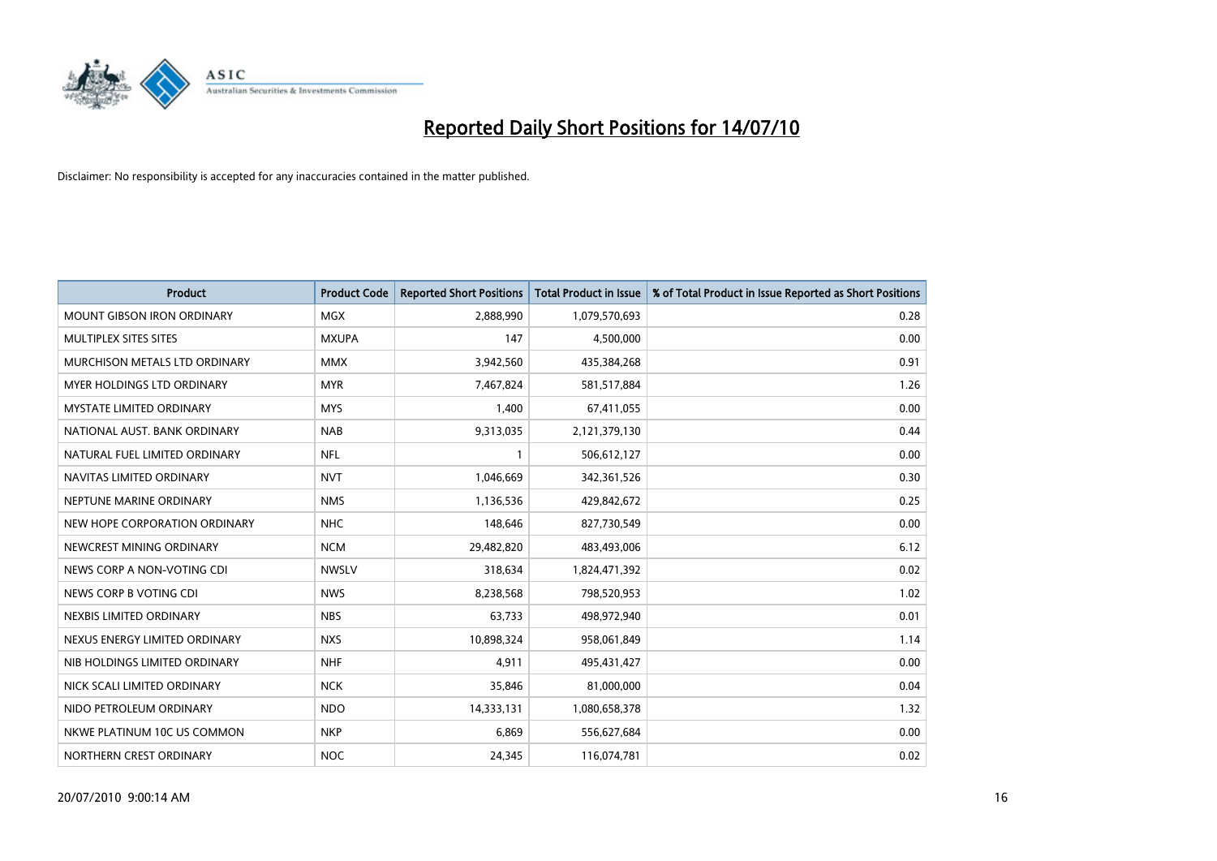# Reported Daily Short Positions for 14/07/10

Disclaimer: No responsibility is accepted for any inaccuracies contained in the matter published.

| Product | Product Code | Reported Short Positions | Total Product in Issue | % of Total Product in Issue Reported as Short Positions |
|---|---|---|---|---|
| MOUNT GIBSON IRON ORDINARY | MGX | 2,888,990 | 1,079,570,693 | 0.28 |
| MULTIPLEX SITES SITES | MXUPA | 147 | 4,500,000 | 0.00 |
| MURCHISON METALS LTD ORDINARY | MMX | 3,942,560 | 435,384,268 | 0.91 |
| MYER HOLDINGS LTD ORDINARY | MYR | 7,467,824 | 581,517,884 | 1.26 |
| MYSTATE LIMITED ORDINARY | MYS | 1,400 | 67,411,055 | 0.00 |
| NATIONAL AUST. BANK ORDINARY | NAB | 9,313,035 | 2,121,379,130 | 0.44 |
| NATURAL FUEL LIMITED ORDINARY | NFL | 1 | 506,612,127 | 0.00 |
| NAVITAS LIMITED ORDINARY | NVT | 1,046,669 | 342,361,526 | 0.30 |
| NEPTUNE MARINE ORDINARY | NMS | 1,136,536 | 429,842,672 | 0.25 |
| NEW HOPE CORPORATION ORDINARY | NHC | 148,646 | 827,730,549 | 0.00 |
| NEWCREST MINING ORDINARY | NCM | 29,482,820 | 483,493,006 | 6.12 |
| NEWS CORP A NON-VOTING CDI | NWSLV | 318,634 | 1,824,471,392 | 0.02 |
| NEWS CORP B VOTING CDI | NWS | 8,238,568 | 798,520,953 | 1.02 |
| NEXBIS LIMITED ORDINARY | NBS | 63,733 | 498,972,940 | 0.01 |
| NEXUS ENERGY LIMITED ORDINARY | NXS | 10,898,324 | 958,061,849 | 1.14 |
| NIB HOLDINGS LIMITED ORDINARY | NHF | 4,911 | 495,431,427 | 0.00 |
| NICK SCALI LIMITED ORDINARY | NCK | 35,846 | 81,000,000 | 0.04 |
| NIDO PETROLEUM ORDINARY | NDO | 14,333,131 | 1,080,658,378 | 1.32 |
| NKWE PLATINUM 10C US COMMON | NKP | 6,869 | 556,627,684 | 0.00 |
| NORTHERN CREST ORDINARY | NOC | 24,345 | 116,074,781 | 0.02 |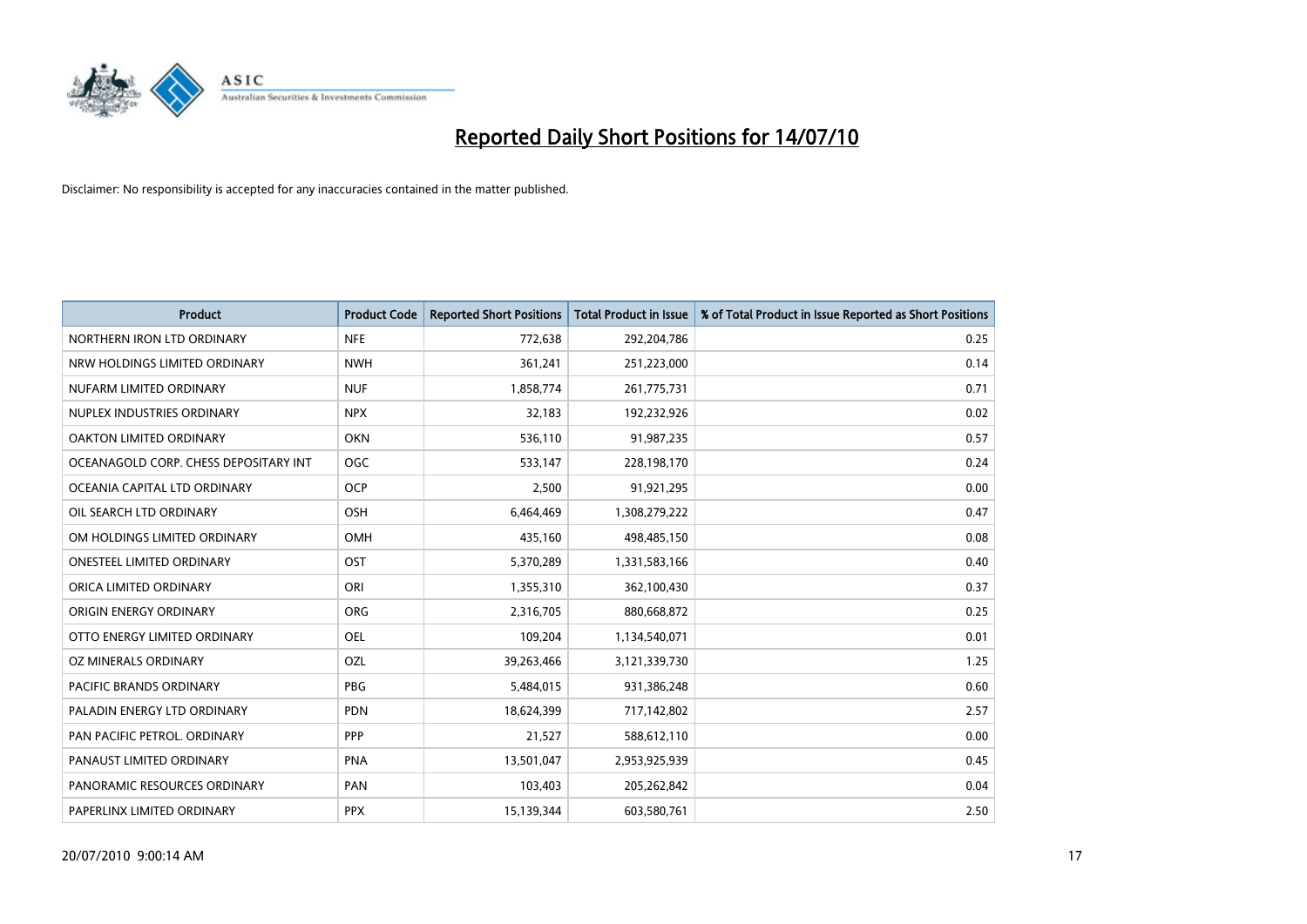# Reported Daily Short Positions for 14/07/10

Disclaimer: No responsibility is accepted for any inaccuracies contained in the matter published.

| Product | Product Code | Reported Short Positions | Total Product in Issue | % of Total Product in Issue Reported as Short Positions |
|---|---|---|---|---|
| NORTHERN IRON LTD ORDINARY | NFE | 772,638 | 292,204,786 | 0.25 |
| NRW HOLDINGS LIMITED ORDINARY | NWH | 361,241 | 251,223,000 | 0.14 |
| NUFARM LIMITED ORDINARY | NUF | 1,858,774 | 261,775,731 | 0.71 |
| NUPLEX INDUSTRIES ORDINARY | NPX | 32,183 | 192,232,926 | 0.02 |
| OAKTON LIMITED ORDINARY | OKN | 536,110 | 91,987,235 | 0.57 |
| OCEANAGOLD CORP. CHESS DEPOSITARY INT | OGC | 533,147 | 228,198,170 | 0.24 |
| OCEANIA CAPITAL LTD ORDINARY | OCP | 2,500 | 91,921,295 | 0.00 |
| OIL SEARCH LTD ORDINARY | OSH | 6,464,469 | 1,308,279,222 | 0.47 |
| OM HOLDINGS LIMITED ORDINARY | OMH | 435,160 | 498,485,150 | 0.08 |
| ONESTEEL LIMITED ORDINARY | OST | 5,370,289 | 1,331,583,166 | 0.40 |
| ORICA LIMITED ORDINARY | ORI | 1,355,310 | 362,100,430 | 0.37 |
| ORIGIN ENERGY ORDINARY | ORG | 2,316,705 | 880,668,872 | 0.25 |
| OTTO ENERGY LIMITED ORDINARY | OEL | 109,204 | 1,134,540,071 | 0.01 |
| OZ MINERALS ORDINARY | OZL | 39,263,466 | 3,121,339,730 | 1.25 |
| PACIFIC BRANDS ORDINARY | PBG | 5,484,015 | 931,386,248 | 0.60 |
| PALADIN ENERGY LTD ORDINARY | PDN | 18,624,399 | 717,142,802 | 2.57 |
| PAN PACIFIC PETROL. ORDINARY | PPP | 21,527 | 588,612,110 | 0.00 |
| PANAUST LIMITED ORDINARY | PNA | 13,501,047 | 2,953,925,939 | 0.45 |
| PANORAMIC RESOURCES ORDINARY | PAN | 103,403 | 205,262,842 | 0.04 |
| PAPERLINX LIMITED ORDINARY | PPX | 15,139,344 | 603,580,761 | 2.50 |

20/07/2010 9:00:14 AM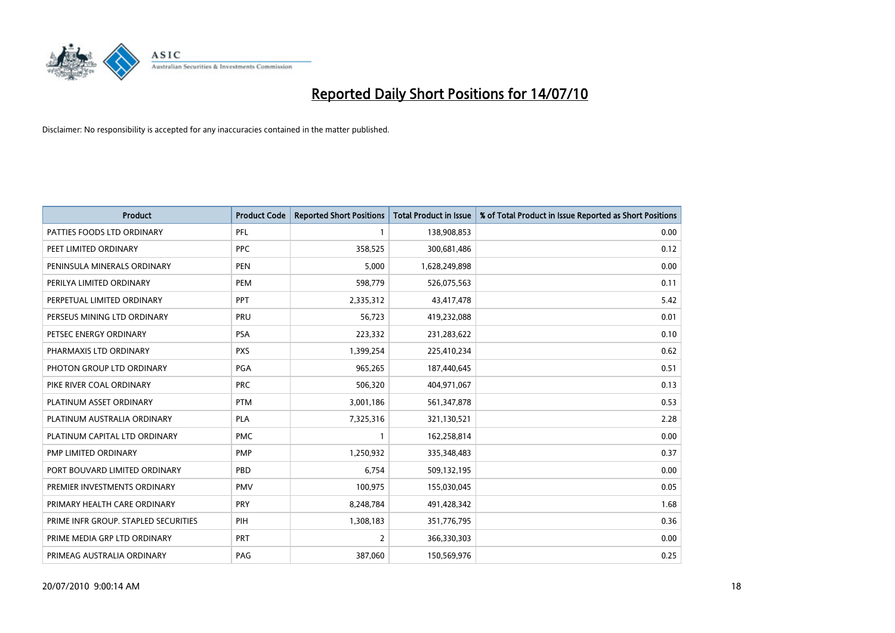# Reported Daily Short Positions for 14/07/10

Disclaimer: No responsibility is accepted for any inaccuracies contained in the matter published.

| Product | Product Code | Reported Short Positions | Total Product in Issue | % of Total Product in Issue Reported as Short Positions |
|---|---|---|---|---|
| PATTIES FOODS LTD ORDINARY | PFL | 1 | 138,908,853 | 0.00 |
| PEET LIMITED ORDINARY | PPC | 358,525 | 300,681,486 | 0.12 |
| PENINSULA MINERALS ORDINARY | PEN | 5,000 | 1,628,249,898 | 0.00 |
| PERILYA LIMITED ORDINARY | PEM | 598,779 | 526,075,563 | 0.11 |
| PERPETUAL LIMITED ORDINARY | PPT | 2,335,312 | 43,417,478 | 5.42 |
| PERSEUS MINING LTD ORDINARY | PRU | 56,723 | 419,232,088 | 0.01 |
| PETSEC ENERGY ORDINARY | PSA | 223,332 | 231,283,622 | 0.10 |
| PHARMAXIS LTD ORDINARY | PXS | 1,399,254 | 225,410,234 | 0.62 |
| PHOTON GROUP LTD ORDINARY | PGA | 965,265 | 187,440,645 | 0.51 |
| PIKE RIVER COAL ORDINARY | PRC | 506,320 | 404,971,067 | 0.13 |
| PLATINUM ASSET ORDINARY | PTM | 3,001,186 | 561,347,878 | 0.53 |
| PLATINUM AUSTRALIA ORDINARY | PLA | 7,325,316 | 321,130,521 | 2.28 |
| PLATINUM CAPITAL LTD ORDINARY | PMC | 1 | 162,258,814 | 0.00 |
| PMP LIMITED ORDINARY | PMP | 1,250,932 | 335,348,483 | 0.37 |
| PORT BOUVARD LIMITED ORDINARY | PBD | 6,754 | 509,132,195 | 0.00 |
| PREMIER INVESTMENTS ORDINARY | PMV | 100,975 | 155,030,045 | 0.05 |
| PRIMARY HEALTH CARE ORDINARY | PRY | 8,248,784 | 491,428,342 | 1.68 |
| PRIME INFR GROUP. STAPLED SECURITIES | PIH | 1,308,183 | 351,776,795 | 0.36 |
| PRIME MEDIA GRP LTD ORDINARY | PRT | 2 | 366,330,303 | 0.00 |
| PRIMEAG AUSTRALIA ORDINARY | PAG | 387,060 | 150,569,976 | 0.25 |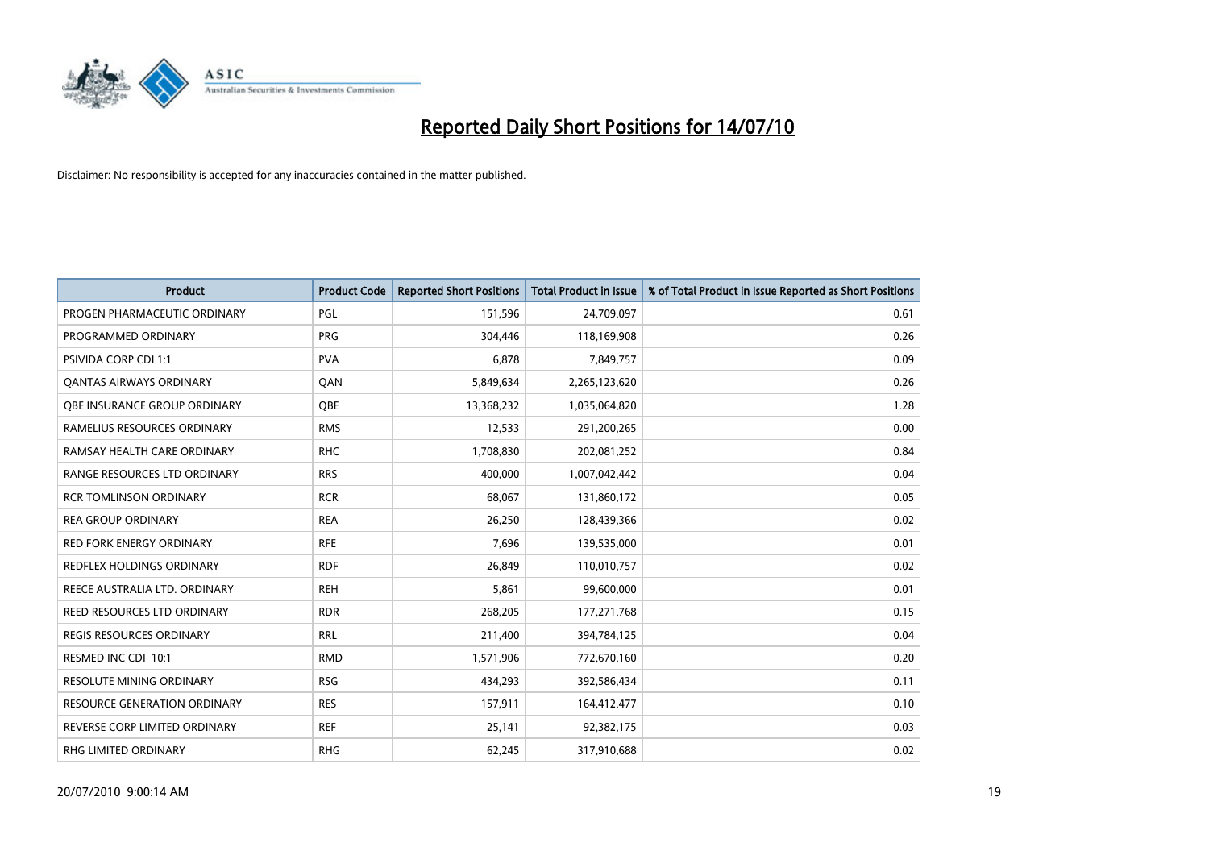# Reported Daily Short Positions for 14/07/10

Disclaimer: No responsibility is accepted for any inaccuracies contained in the matter published.

| Product | Product Code | Reported Short Positions | Total Product in Issue | % of Total Product in Issue Reported as Short Positions |
|---|---|---|---|---|
| PROGEN PHARMACEUTIC ORDINARY | PGL | 151,596 | 24,709,097 | 0.61 |
| PROGRAMMED ORDINARY | PRG | 304,446 | 118,169,908 | 0.26 |
| PSIVIDA CORP CDI 1:1 | PVA | 6,878 | 7,849,757 | 0.09 |
| QANTAS AIRWAYS ORDINARY | QAN | 5,849,634 | 2,265,123,620 | 0.26 |
| QBE INSURANCE GROUP ORDINARY | QBE | 13,368,232 | 1,035,064,820 | 1.28 |
| RAMELIUS RESOURCES ORDINARY | RMS | 12,533 | 291,200,265 | 0.00 |
| RAMSAY HEALTH CARE ORDINARY | RHC | 1,708,830 | 202,081,252 | 0.84 |
| RANGE RESOURCES LTD ORDINARY | RRS | 400,000 | 1,007,042,442 | 0.04 |
| RCR TOMLINSON ORDINARY | RCR | 68,067 | 131,860,172 | 0.05 |
| REA GROUP ORDINARY | REA | 26,250 | 128,439,366 | 0.02 |
| RED FORK ENERGY ORDINARY | RFE | 7,696 | 139,535,000 | 0.01 |
| REDFLEX HOLDINGS ORDINARY | RDF | 26,849 | 110,010,757 | 0.02 |
| REECE AUSTRALIA LTD. ORDINARY | REH | 5,861 | 99,600,000 | 0.01 |
| REED RESOURCES LTD ORDINARY | RDR | 268,205 | 177,271,768 | 0.15 |
| REGIS RESOURCES ORDINARY | RRL | 211,400 | 394,784,125 | 0.04 |
| RESMED INC CDI 10:1 | RMD | 1,571,906 | 772,670,160 | 0.20 |
| RESOLUTE MINING ORDINARY | RSG | 434,293 | 392,586,434 | 0.11 |
| RESOURCE GENERATION ORDINARY | RES | 157,911 | 164,412,477 | 0.10 |
| REVERSE CORP LIMITED ORDINARY | REF | 25,141 | 92,382,175 | 0.03 |
| RHG LIMITED ORDINARY | RHG | 62,245 | 317,910,688 | 0.02 |

20/07/2010 9:00:14 AM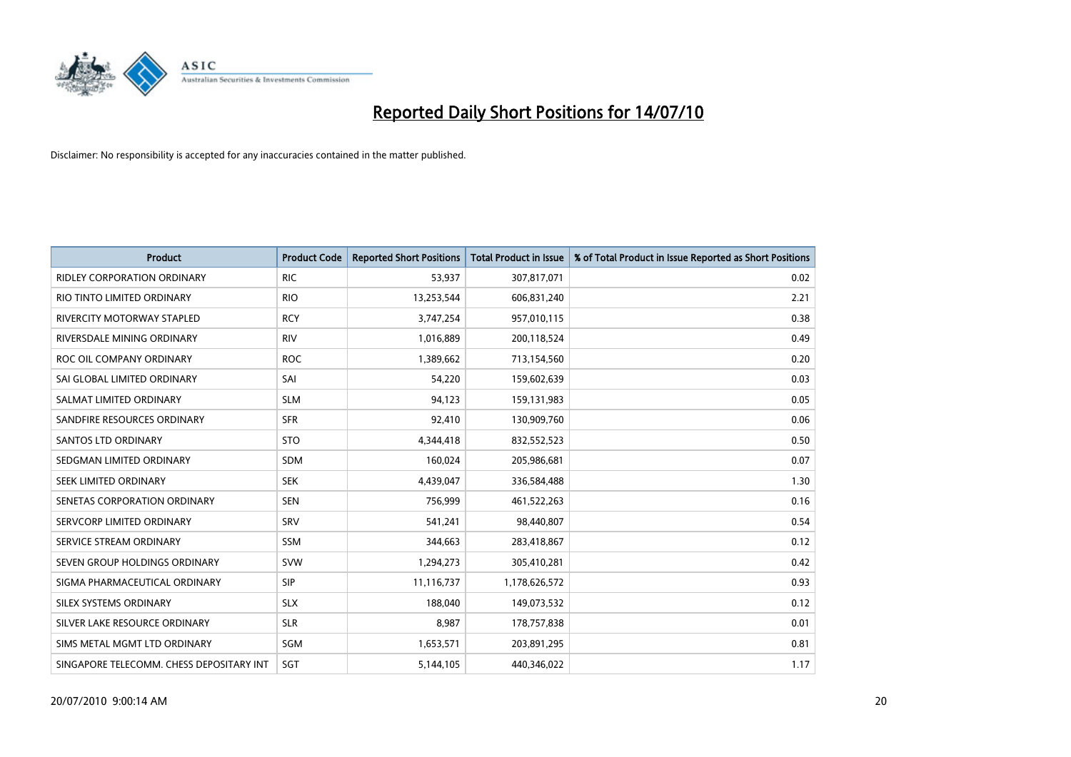# Reported Daily Short Positions for 14/07/10

Disclaimer: No responsibility is accepted for any inaccuracies contained in the matter published.

| Product | Product Code | Reported Short Positions | Total Product in Issue | % of Total Product in Issue Reported as Short Positions |
|---|---|---|---|---|
| RIDLEY CORPORATION ORDINARY | RIC | 53,937 | 307,817,071 | 0.02 |
| RIO TINTO LIMITED ORDINARY | RIO | 13,253,544 | 606,831,240 | 2.21 |
| RIVERCITY MOTORWAY STAPLED | RCY | 3,747,254 | 957,010,115 | 0.38 |
| RIVERSDALE MINING ORDINARY | RIV | 1,016,889 | 200,118,524 | 0.49 |
| ROC OIL COMPANY ORDINARY | ROC | 1,389,662 | 713,154,560 | 0.20 |
| SAI GLOBAL LIMITED ORDINARY | SAI | 54,220 | 159,602,639 | 0.03 |
| SALMAT LIMITED ORDINARY | SLM | 94,123 | 159,131,983 | 0.05 |
| SANDFIRE RESOURCES ORDINARY | SFR | 92,410 | 130,909,760 | 0.06 |
| SANTOS LTD ORDINARY | STO | 4,344,418 | 832,552,523 | 0.50 |
| SEDGMAN LIMITED ORDINARY | SDM | 160,024 | 205,986,681 | 0.07 |
| SEEK LIMITED ORDINARY | SEK | 4,439,047 | 336,584,488 | 1.30 |
| SENETAS CORPORATION ORDINARY | SEN | 756,999 | 461,522,263 | 0.16 |
| SERVCORP LIMITED ORDINARY | SRV | 541,241 | 98,440,807 | 0.54 |
| SERVICE STREAM ORDINARY | SSM | 344,663 | 283,418,867 | 0.12 |
| SEVEN GROUP HOLDINGS ORDINARY | SVW | 1,294,273 | 305,410,281 | 0.42 |
| SIGMA PHARMACEUTICAL ORDINARY | SIP | 11,116,737 | 1,178,626,572 | 0.93 |
| SILEX SYSTEMS ORDINARY | SLX | 188,040 | 149,073,532 | 0.12 |
| SILVER LAKE RESOURCE ORDINARY | SLR | 8,987 | 178,757,838 | 0.01 |
| SIMS METAL MGMT LTD ORDINARY | SGM | 1,653,571 | 203,891,295 | 0.81 |
| SINGAPORE TELECOMM. CHESS DEPOSITARY INT | SGT | 5,144,105 | 440,346,022 | 1.17 |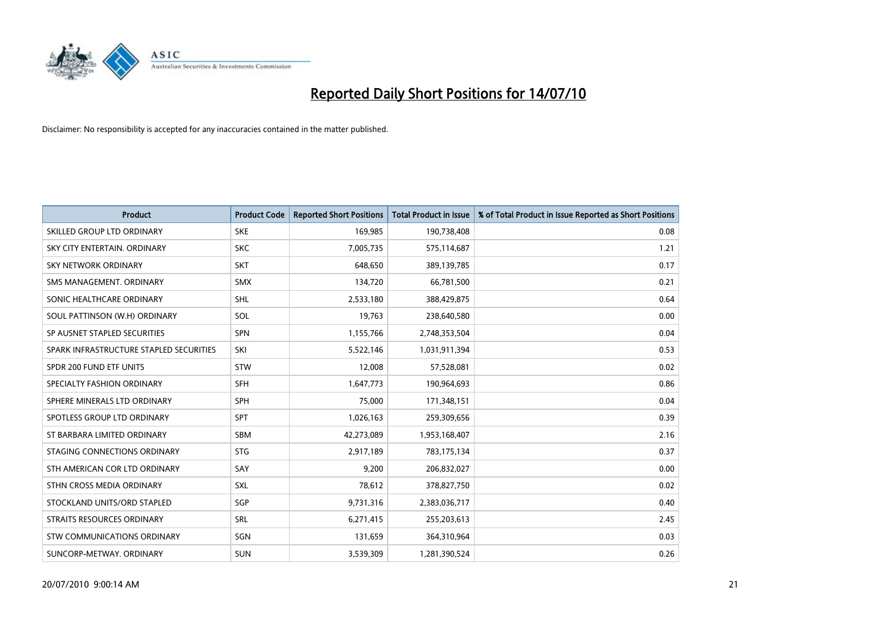# Reported Daily Short Positions for 14/07/10

Disclaimer: No responsibility is accepted for any inaccuracies contained in the matter published.

| Product | Product Code | Reported Short Positions | Total Product in Issue | % of Total Product in Issue Reported as Short Positions |
|---|---|---|---|---|
| SKILLED GROUP LTD ORDINARY | SKE | 169,985 | 190,738,408 | 0.08 |
| SKY CITY ENTERTAIN. ORDINARY | SKC | 7,005,735 | 575,114,687 | 1.21 |
| SKY NETWORK ORDINARY | SKT | 648,650 | 389,139,785 | 0.17 |
| SMS MANAGEMENT. ORDINARY | SMX | 134,720 | 66,781,500 | 0.21 |
| SONIC HEALTHCARE ORDINARY | SHL | 2,533,180 | 388,429,875 | 0.64 |
| SOUL PATTINSON (W.H) ORDINARY | SOL | 19,763 | 238,640,580 | 0.00 |
| SP AUSNET STAPLED SECURITIES | SPN | 1,155,766 | 2,748,353,504 | 0.04 |
| SPARK INFRASTRUCTURE STAPLED SECURITIES | SKI | 5,522,146 | 1,031,911,394 | 0.53 |
| SPDR 200 FUND ETF UNITS | STW | 12,008 | 57,528,081 | 0.02 |
| SPECIALTY FASHION ORDINARY | SFH | 1,647,773 | 190,964,693 | 0.86 |
| SPHERE MINERALS LTD ORDINARY | SPH | 75,000 | 171,348,151 | 0.04 |
| SPOTLESS GROUP LTD ORDINARY | SPT | 1,026,163 | 259,309,656 | 0.39 |
| ST BARBARA LIMITED ORDINARY | SBM | 42,273,089 | 1,953,168,407 | 2.16 |
| STAGING CONNECTIONS ORDINARY | STG | 2,917,189 | 783,175,134 | 0.37 |
| STH AMERICAN COR LTD ORDINARY | SAY | 9,200 | 206,832,027 | 0.00 |
| STHN CROSS MEDIA ORDINARY | SXL | 78,612 | 378,827,750 | 0.02 |
| STOCKLAND UNITS/ORD STAPLED | SGP | 9,731,316 | 2,383,036,717 | 0.40 |
| STRAITS RESOURCES ORDINARY | SRL | 6,271,415 | 255,203,613 | 2.45 |
| STW COMMUNICATIONS ORDINARY | SGN | 131,659 | 364,310,964 | 0.03 |
| SUNCORP-METWAY. ORDINARY | SUN | 3,539,309 | 1,281,390,524 | 0.26 |

20/07/2010 9:00:14 AM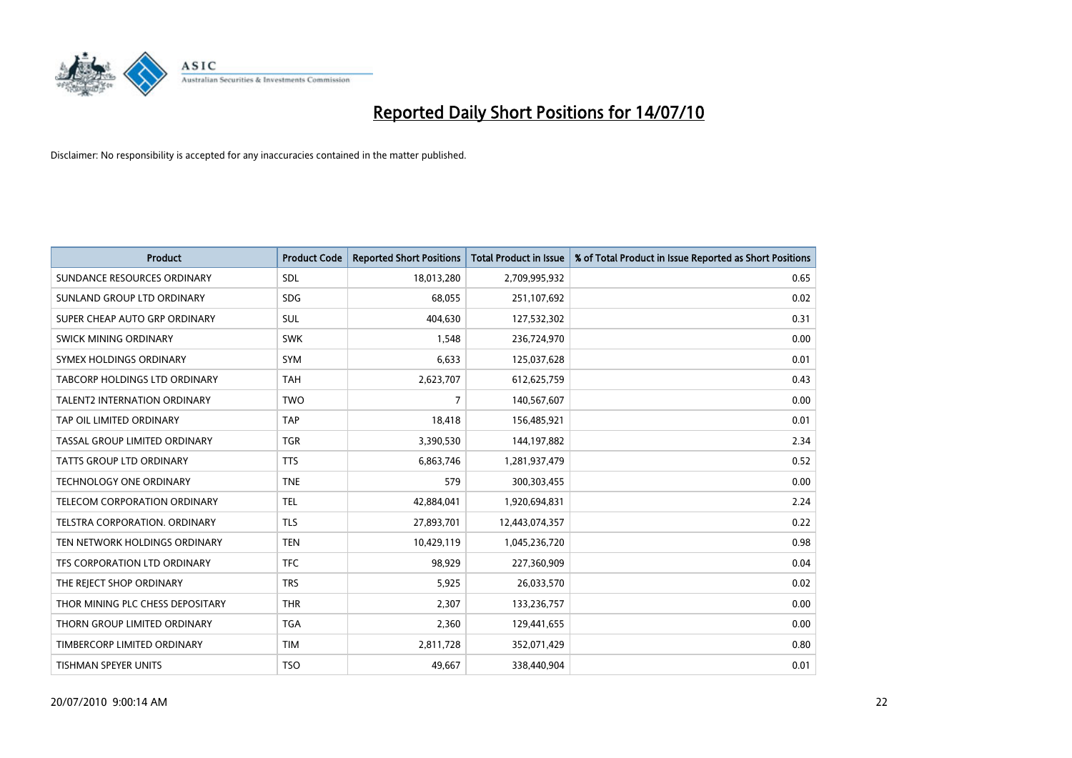# Reported Daily Short Positions for 14/07/10

Disclaimer: No responsibility is accepted for any inaccuracies contained in the matter published.

| Product | Product Code | Reported Short Positions | Total Product in Issue | % of Total Product in Issue Reported as Short Positions |
|---|---|---|---|---|
| SUNDANCE RESOURCES ORDINARY | SDL | 18,013,280 | 2,709,995,932 | 0.65 |
| SUNLAND GROUP LTD ORDINARY | SDG | 68,055 | 251,107,692 | 0.02 |
| SUPER CHEAP AUTO GRP ORDINARY | SUL | 404,630 | 127,532,302 | 0.31 |
| SWICK MINING ORDINARY | SWK | 1,548 | 236,724,970 | 0.00 |
| SYMEX HOLDINGS ORDINARY | SYM | 6,633 | 125,037,628 | 0.01 |
| TABCORP HOLDINGS LTD ORDINARY | TAH | 2,623,707 | 612,625,759 | 0.43 |
| TALENT2 INTERNATION ORDINARY | TWO | 7 | 140,567,607 | 0.00 |
| TAP OIL LIMITED ORDINARY | TAP | 18,418 | 156,485,921 | 0.01 |
| TASSAL GROUP LIMITED ORDINARY | TGR | 3,390,530 | 144,197,882 | 2.34 |
| TATTS GROUP LTD ORDINARY | TTS | 6,863,746 | 1,281,937,479 | 0.52 |
| TECHNOLOGY ONE ORDINARY | TNE | 579 | 300,303,455 | 0.00 |
| TELECOM CORPORATION ORDINARY | TEL | 42,884,041 | 1,920,694,831 | 2.24 |
| TELSTRA CORPORATION. ORDINARY | TLS | 27,893,701 | 12,443,074,357 | 0.22 |
| TEN NETWORK HOLDINGS ORDINARY | TEN | 10,429,119 | 1,045,236,720 | 0.98 |
| TFS CORPORATION LTD ORDINARY | TFC | 98,929 | 227,360,909 | 0.04 |
| THE REJECT SHOP ORDINARY | TRS | 5,925 | 26,033,570 | 0.02 |
| THOR MINING PLC CHESS DEPOSITARY | THR | 2,307 | 133,236,757 | 0.00 |
| THORN GROUP LIMITED ORDINARY | TGA | 2,360 | 129,441,655 | 0.00 |
| TIMBERCORP LIMITED ORDINARY | TIM | 2,811,728 | 352,071,429 | 0.80 |
| TISHMAN SPEYER UNITS | TSO | 49,667 | 338,440,904 | 0.01 |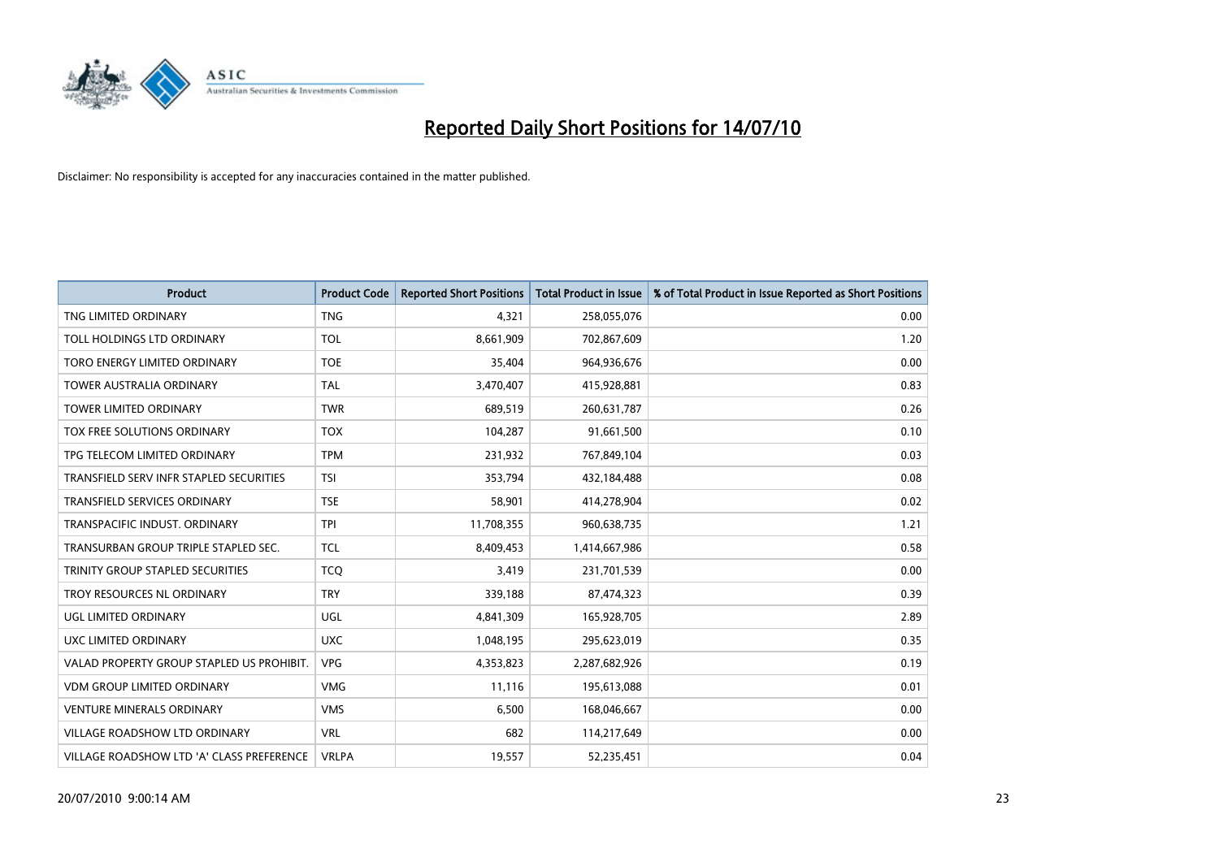# Reported Daily Short Positions for 14/07/10

Disclaimer: No responsibility is accepted for any inaccuracies contained in the matter published.

| Product | Product Code | Reported Short Positions | Total Product in Issue | % of Total Product in Issue Reported as Short Positions |
|---|---|---|---|---|
| TNG LIMITED ORDINARY | TNG | 4,321 | 258,055,076 | 0.00 |
| TOLL HOLDINGS LTD ORDINARY | TOL | 8,661,909 | 702,867,609 | 1.20 |
| TORO ENERGY LIMITED ORDINARY | TOE | 35,404 | 964,936,676 | 0.00 |
| TOWER AUSTRALIA ORDINARY | TAL | 3,470,407 | 415,928,881 | 0.83 |
| TOWER LIMITED ORDINARY | TWR | 689,519 | 260,631,787 | 0.26 |
| TOX FREE SOLUTIONS ORDINARY | TOX | 104,287 | 91,661,500 | 0.10 |
| TPG TELECOM LIMITED ORDINARY | TPM | 231,932 | 767,849,104 | 0.03 |
| TRANSFIELD SERV INFR STAPLED SECURITIES | TSI | 353,794 | 432,184,488 | 0.08 |
| TRANSFIELD SERVICES ORDINARY | TSE | 58,901 | 414,278,904 | 0.02 |
| TRANSPACIFIC INDUST. ORDINARY | TPI | 11,708,355 | 960,638,735 | 1.21 |
| TRANSURBAN GROUP TRIPLE STAPLED SEC. | TCL | 8,409,453 | 1,414,667,986 | 0.58 |
| TRINITY GROUP STAPLED SECURITIES | TCQ | 3,419 | 231,701,539 | 0.00 |
| TROY RESOURCES NL ORDINARY | TRY | 339,188 | 87,474,323 | 0.39 |
| UGL LIMITED ORDINARY | UGL | 4,841,309 | 165,928,705 | 2.89 |
| UXC LIMITED ORDINARY | UXC | 1,048,195 | 295,623,019 | 0.35 |
| VALAD PROPERTY GROUP STAPLED US PROHIBIT. | VPG | 4,353,823 | 2,287,682,926 | 0.19 |
| VDM GROUP LIMITED ORDINARY | VMG | 11,116 | 195,613,088 | 0.01 |
| VENTURE MINERALS ORDINARY | VMS | 6,500 | 168,046,667 | 0.00 |
| VILLAGE ROADSHOW LTD ORDINARY | VRL | 682 | 114,217,649 | 0.00 |
| VILLAGE ROADSHOW LTD 'A' CLASS PREFERENCE | VRLPA | 19,557 | 52,235,451 | 0.04 |

20/07/2010 9:00:14 AM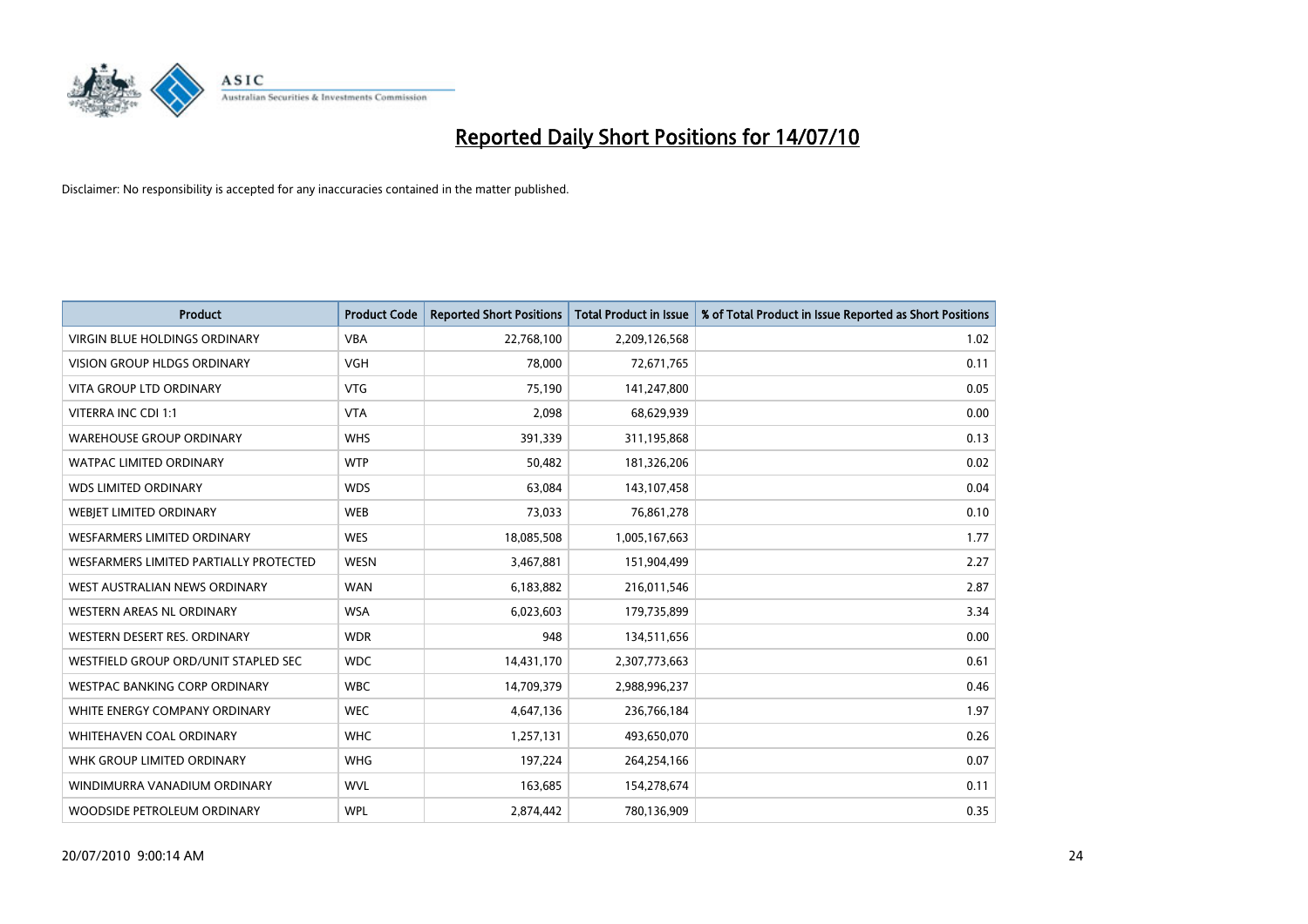# Reported Daily Short Positions for 14/07/10

Disclaimer: No responsibility is accepted for any inaccuracies contained in the matter published.

| Product | Product Code | Reported Short Positions | Total Product in Issue | % of Total Product in Issue Reported as Short Positions |
|---|---|---|---|---|
| VIRGIN BLUE HOLDINGS ORDINARY | VBA | 22,768,100 | 2,209,126,568 | 1.02 |
| VISION GROUP HLDGS ORDINARY | VGH | 78,000 | 72,671,765 | 0.11 |
| VITA GROUP LTD ORDINARY | VTG | 75,190 | 141,247,800 | 0.05 |
| VITERRA INC CDI 1:1 | VTA | 2,098 | 68,629,939 | 0.00 |
| WAREHOUSE GROUP ORDINARY | WHS | 391,339 | 311,195,868 | 0.13 |
| WATPAC LIMITED ORDINARY | WTP | 50,482 | 181,326,206 | 0.02 |
| WDS LIMITED ORDINARY | WDS | 63,084 | 143,107,458 | 0.04 |
| WEBJET LIMITED ORDINARY | WEB | 73,033 | 76,861,278 | 0.10 |
| WESFARMERS LIMITED ORDINARY | WES | 18,085,508 | 1,005,167,663 | 1.77 |
| WESFARMERS LIMITED PARTIALLY PROTECTED | WESN | 3,467,881 | 151,904,499 | 2.27 |
| WEST AUSTRALIAN NEWS ORDINARY | WAN | 6,183,882 | 216,011,546 | 2.87 |
| WESTERN AREAS NL ORDINARY | WSA | 6,023,603 | 179,735,899 | 3.34 |
| WESTERN DESERT RES. ORDINARY | WDR | 948 | 134,511,656 | 0.00 |
| WESTFIELD GROUP ORD/UNIT STAPLED SEC | WDC | 14,431,170 | 2,307,773,663 | 0.61 |
| WESTPAC BANKING CORP ORDINARY | WBC | 14,709,379 | 2,988,996,237 | 0.46 |
| WHITE ENERGY COMPANY ORDINARY | WEC | 4,647,136 | 236,766,184 | 1.97 |
| WHITEHAVEN COAL ORDINARY | WHC | 1,257,131 | 493,650,070 | 0.26 |
| WHK GROUP LIMITED ORDINARY | WHG | 197,224 | 264,254,166 | 0.07 |
| WINDIMURRA VANADIUM ORDINARY | WVL | 163,685 | 154,278,674 | 0.11 |
| WOODSIDE PETROLEUM ORDINARY | WPL | 2,874,442 | 780,136,909 | 0.35 |

20/07/2010 9:00:14 AM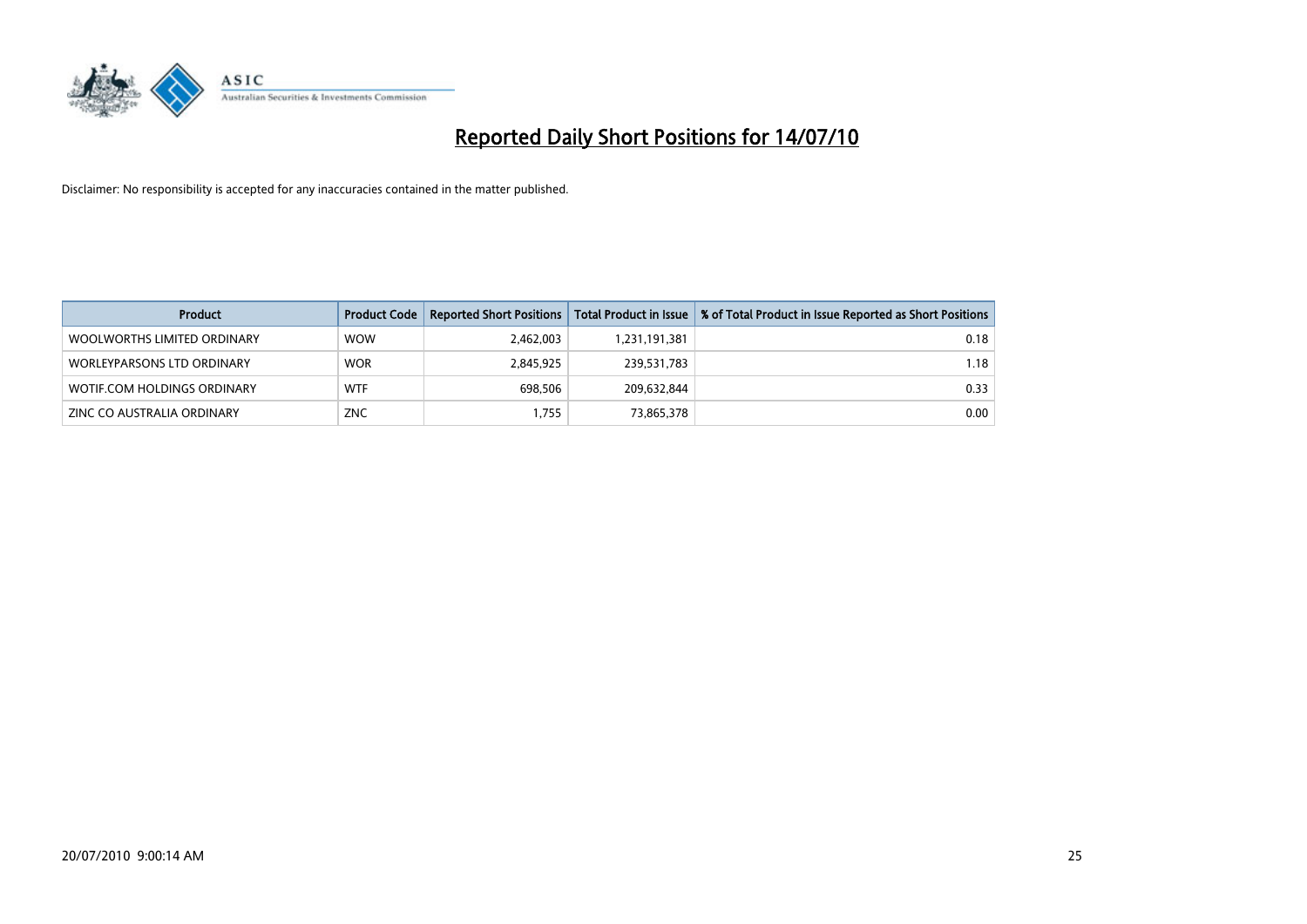# Reported Daily Short Positions for 14/07/10

Disclaimer: No responsibility is accepted for any inaccuracies contained in the matter published.

| Product | Product Code | Reported Short Positions | Total Product in Issue | % of Total Product in Issue Reported as Short Positions |
|---|---|---|---|---|
| WOOLWORTHS LIMITED ORDINARY | WOW | 2,462,003 | 1,231,191,381 | 0.18 |
| WORLEYPARSONS LTD ORDINARY | WOR | 2,845,925 | 239,531,783 | 1.18 |
| WOTIF.COM HOLDINGS ORDINARY | WTF | 698,506 | 209,632,844 | 0.33 |
| ZINC CO AUSTRALIA ORDINARY | ZNC | 1,755 | 73,865,378 | 0.00 |

20/07/2010 9:00:14 AM